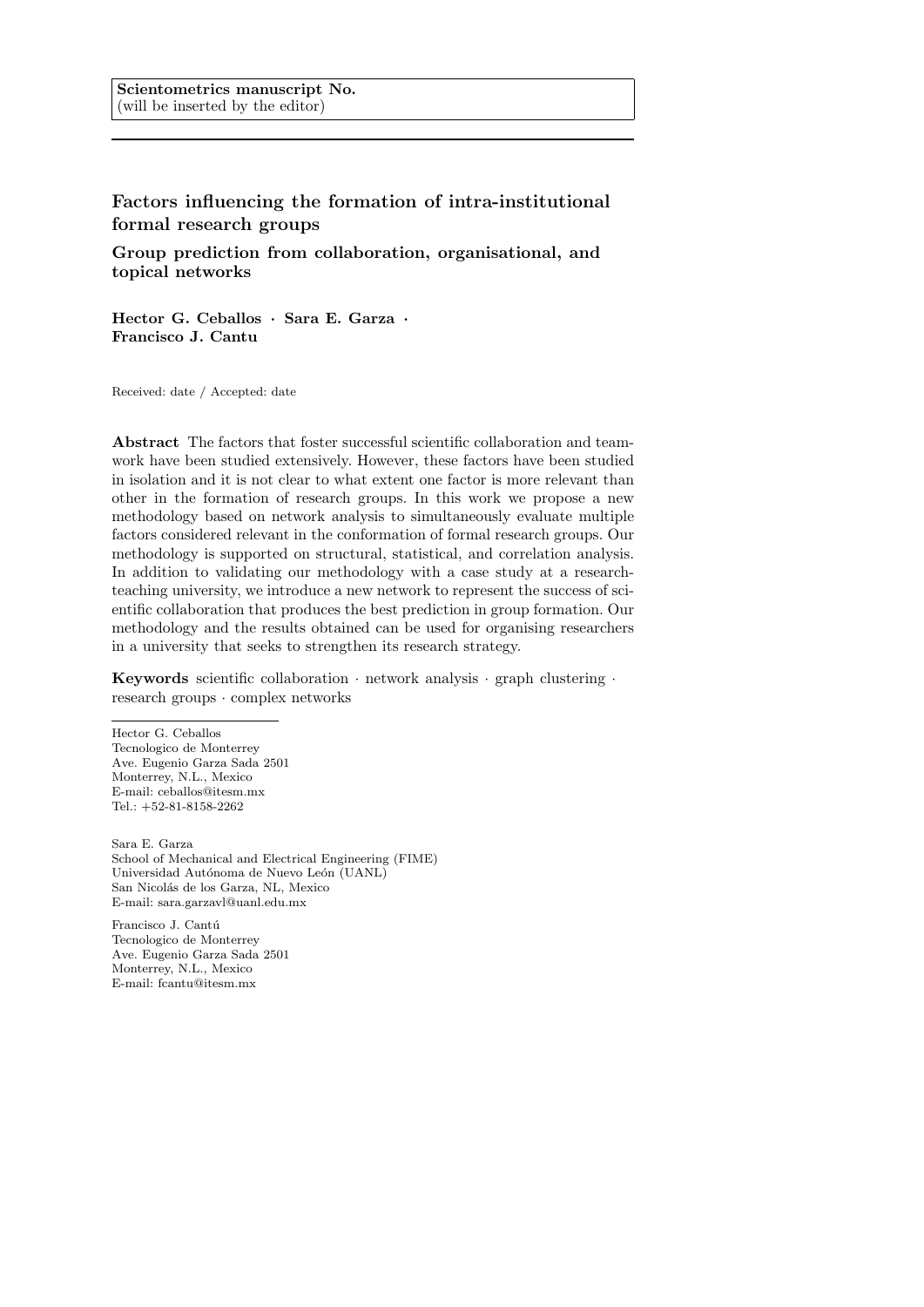**Scientometrics manuscript No.**
(will be inserted by the editor)

# Factors influencing the formation of intra-institutional formal research groups

## Group prediction from collaboration, organisational, and topical networks

**Hector G. Ceballos · Sara E. Garza · Francisco J. Cantu**

Received: date / Accepted: date

**Abstract** The factors that foster successful scientific collaboration and teamwork have been studied extensively. However, these factors have been studied in isolation and it is not clear to what extent one factor is more relevant than other in the formation of research groups. In this work we propose a new methodology based on network analysis to simultaneously evaluate multiple factors considered relevant in the conformation of formal research groups. Our methodology is supported on structural, statistical, and correlation analysis. In addition to validating our methodology with a case study at a research-teaching university, we introduce a new network to represent the success of scientific collaboration that produces the best prediction in group formation. Our methodology and the results obtained can be used for organising researchers in a university that seeks to strengthen its research strategy.

**Keywords** scientific collaboration · network analysis · graph clustering · research groups · complex networks

Hector G. Ceballos
Tecnologico de Monterrey
Ave. Eugenio Garza Sada 2501
Monterrey, N.L., Mexico
E-mail: ceballos@itesm.mx
Tel.: +52-81-8158-2262

Sara E. Garza
School of Mechanical and Electrical Engineering (FIME)
Universidad Autónoma de Nuevo León (UANL)
San Nicolás de los Garza, NL, Mexico
E-mail: sara.garzavl@uanl.edu.mx

Francisco J. Cantú
Tecnologico de Monterrey
Ave. Eugenio Garza Sada 2501
Monterrey, N.L., Mexico
E-mail: fcantu@itesm.mx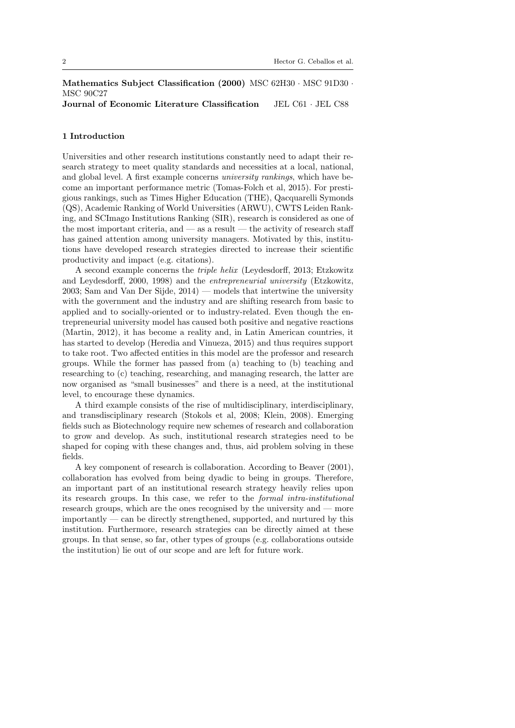**Mathematics Subject Classification (2000)** MSC 62H30 · MSC 91D30 · MSC 90C27
**Journal of Economic Literature Classification** JEL C61 · JEL C88

## 1 Introduction

Universities and other research institutions constantly need to adapt their research strategy to meet quality standards and necessities at a local, national, and global level. A first example concerns *university rankings*, which have become an important performance metric (Tomas-Folch et al, 2015). For prestigious rankings, such as Times Higher Education (THE), Qacquarelli Symonds (QS), Academic Ranking of World Universities (ARWU), CWTS Leiden Ranking, and SCImago Institutions Ranking (SIR), research is considered as one of the most important criteria, and — as a result — the activity of research staff has gained attention among university managers. Motivated by this, institutions have developed research strategies directed to increase their scientific productivity and impact (e.g. citations).

A second example concerns the *triple helix* (Leydesdorff, 2013; Etzkowitz and Leydesdorff, 2000, 1998) and the *entrepreneurial university* (Etzkowitz, 2003; Sam and Van Der Sijde, 2014) — models that intertwine the university with the government and the industry and are shifting research from basic to applied and to socially-oriented or to industry-related. Even though the entrepreneurial university model has caused both positive and negative reactions (Martin, 2012), it has become a reality and, in Latin American countries, it has started to develop (Heredia and Vinueza, 2015) and thus requires support to take root. Two affected entities in this model are the professor and research groups. While the former has passed from (a) teaching to (b) teaching and researching to (c) teaching, researching, and managing research, the latter are now organised as "small businesses" and there is a need, at the institutional level, to encourage these dynamics.

A third example consists of the rise of multidisciplinary, interdisciplinary, and transdisciplinary research (Stokols et al, 2008; Klein, 2008). Emerging fields such as Biotechnology require new schemes of research and collaboration to grow and develop. As such, institutional research strategies need to be shaped for coping with these changes and, thus, aid problem solving in these fields.

A key component of research is collaboration. According to Beaver (2001), collaboration has evolved from being dyadic to being in groups. Therefore, an important part of an institutional research strategy heavily relies upon its research groups. In this case, we refer to the *formal intra-institutional* research groups, which are the ones recognised by the university and — more importantly — can be directly strengthened, supported, and nurtured by this institution. Furthermore, research strategies can be directly aimed at these groups. In that sense, so far, other types of groups (e.g. collaborations outside the institution) lie out of our scope and are left for future work.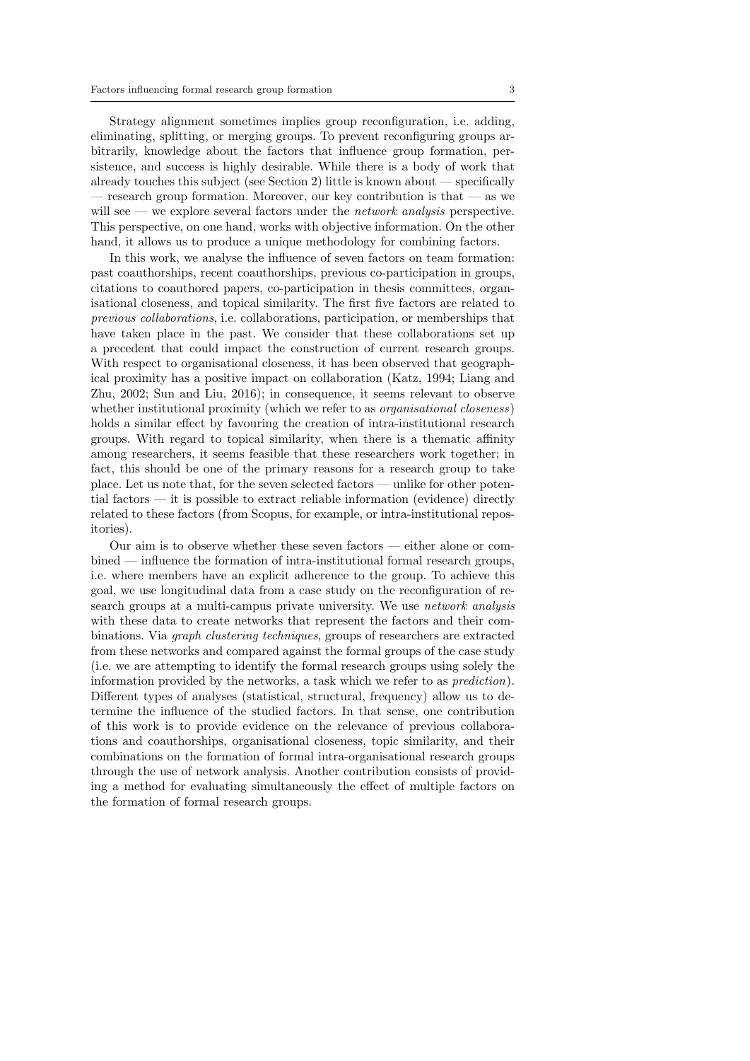Strategy alignment sometimes implies group reconfiguration, i.e. adding, eliminating, splitting, or merging groups. To prevent reconfiguring groups arbitrarily, knowledge about the factors that influence group formation, persistence, and success is highly desirable. While there is a body of work that already touches this subject (see Section 2) little is known about — specifically — research group formation. Moreover, our key contribution is that — as we will see — we explore several factors under the *network analysis* perspective. This perspective, on one hand, works with objective information. On the other hand, it allows us to produce a unique methodology for combining factors.

In this work, we analyse the influence of seven factors on team formation: past coauthorships, recent coauthorships, previous co-participation in groups, citations to coauthored papers, co-participation in thesis committees, organisational closeness, and topical similarity. The first five factors are related to *previous collaborations*, i.e. collaborations, participation, or memberships that have taken place in the past. We consider that these collaborations set up a precedent that could impact the construction of current research groups. With respect to organisational closeness, it has been observed that geographical proximity has a positive impact on collaboration (Katz, 1994; Liang and Zhu, 2002; Sun and Liu, 2016); in consequence, it seems relevant to observe whether institutional proximity (which we refer to as *organisational closeness*) holds a similar effect by favouring the creation of intra-institutional research groups. With regard to topical similarity, when there is a thematic affinity among researchers, it seems feasible that these researchers work together; in fact, this should be one of the primary reasons for a research group to take place. Let us note that, for the seven selected factors — unlike for other potential factors — it is possible to extract reliable information (evidence) directly related to these factors (from Scopus, for example, or intra-institutional repositories).

Our aim is to observe whether these seven factors — either alone or combined — influence the formation of intra-institutional formal research groups, i.e. where members have an explicit adherence to the group. To achieve this goal, we use longitudinal data from a case study on the reconfiguration of research groups at a multi-campus private university. We use *network analysis* with these data to create networks that represent the factors and their combinations. Via *graph clustering techniques*, groups of researchers are extracted from these networks and compared against the formal groups of the case study (i.e. we are attempting to identify the formal research groups using solely the information provided by the networks, a task which we refer to as *prediction*). Different types of analyses (statistical, structural, frequency) allow us to determine the influence of the studied factors. In that sense, one contribution of this work is to provide evidence on the relevance of previous collaborations and coauthorships, organisational closeness, topic similarity, and their combinations on the formation of formal intra-organisational research groups through the use of network analysis. Another contribution consists of providing a method for evaluating simultaneously the effect of multiple factors on the formation of formal research groups.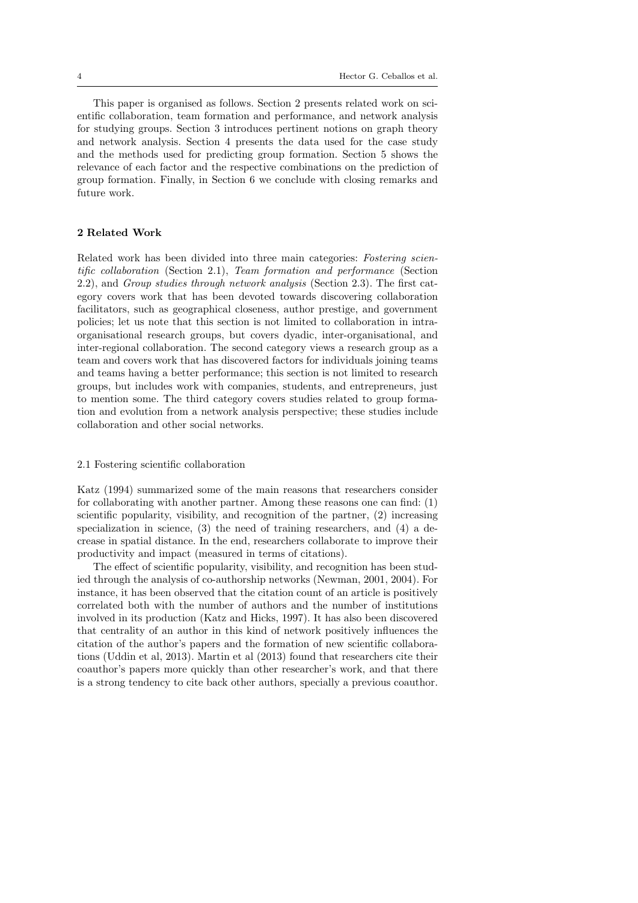This paper is organised as follows. Section 2 presents related work on scientific collaboration, team formation and performance, and network analysis for studying groups. Section 3 introduces pertinent notions on graph theory and network analysis. Section 4 presents the data used for the case study and the methods used for predicting group formation. Section 5 shows the relevance of each factor and the respective combinations on the prediction of group formation. Finally, in Section 6 we conclude with closing remarks and future work.

## 2 Related Work

Related work has been divided into three main categories: *Fostering scientific collaboration* (Section 2.1), *Team formation and performance* (Section 2.2), and *Group studies through network analysis* (Section 2.3). The first category covers work that has been devoted towards discovering collaboration facilitators, such as geographical closeness, author prestige, and government policies; let us note that this section is not limited to collaboration in intra-organisational research groups, but covers dyadic, inter-organisational, and inter-regional collaboration. The second category views a research group as a team and covers work that has discovered factors for individuals joining teams and teams having a better performance; this section is not limited to research groups, but includes work with companies, students, and entrepreneurs, just to mention some. The third category covers studies related to group formation and evolution from a network analysis perspective; these studies include collaboration and other social networks.

### 2.1 Fostering scientific collaboration

Katz (1994) summarized some of the main reasons that researchers consider for collaborating with another partner. Among these reasons one can find: (1) scientific popularity, visibility, and recognition of the partner, (2) increasing specialization in science, (3) the need of training researchers, and (4) a decrease in spatial distance. In the end, researchers collaborate to improve their productivity and impact (measured in terms of citations).

The effect of scientific popularity, visibility, and recognition has been studied through the analysis of co-authorship networks (Newman, 2001, 2004). For instance, it has been observed that the citation count of an article is positively correlated both with the number of authors and the number of institutions involved in its production (Katz and Hicks, 1997). It has also been discovered that centrality of an author in this kind of network positively influences the citation of the author's papers and the formation of new scientific collaborations (Uddin et al, 2013). Martin et al (2013) found that researchers cite their coauthor's papers more quickly than other researcher's work, and that there is a strong tendency to cite back other authors, specially a previous coauthor.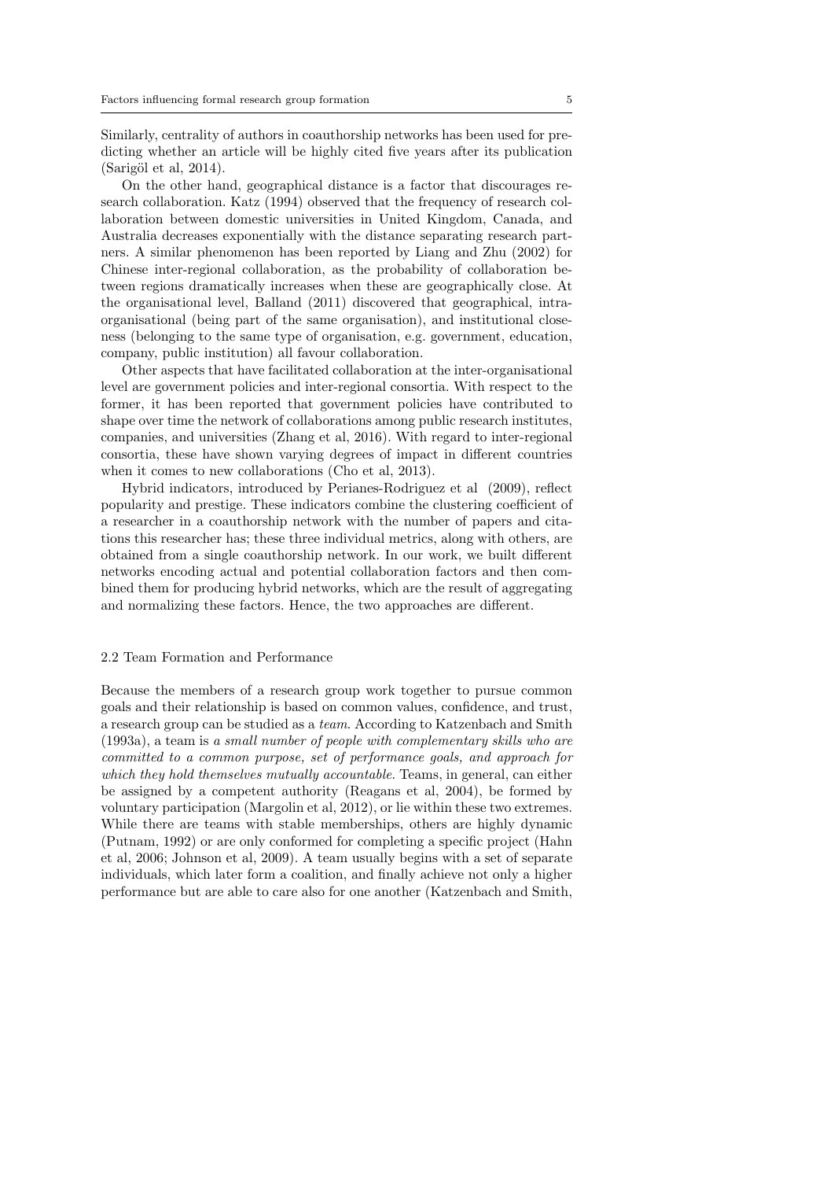Similarly, centrality of authors in coauthorship networks has been used for predicting whether an article will be highly cited five years after its publication (Sarigöl et al, 2014).

On the other hand, geographical distance is a factor that discourages research collaboration. Katz (1994) observed that the frequency of research collaboration between domestic universities in United Kingdom, Canada, and Australia decreases exponentially with the distance separating research partners. A similar phenomenon has been reported by Liang and Zhu (2002) for Chinese inter-regional collaboration, as the probability of collaboration between regions dramatically increases when these are geographically close. At the organisational level, Balland (2011) discovered that geographical, intra-organisational (being part of the same organisation), and institutional closeness (belonging to the same type of organisation, e.g. government, education, company, public institution) all favour collaboration.

Other aspects that have facilitated collaboration at the inter-organisational level are government policies and inter-regional consortia. With respect to the former, it has been reported that government policies have contributed to shape over time the network of collaborations among public research institutes, companies, and universities (Zhang et al, 2016). With regard to inter-regional consortia, these have shown varying degrees of impact in different countries when it comes to new collaborations (Cho et al, 2013).

Hybrid indicators, introduced by Perianes-Rodriguez et al (2009), reflect popularity and prestige. These indicators combine the clustering coefficient of a researcher in a coauthorship network with the number of papers and citations this researcher has; these three individual metrics, along with others, are obtained from a single coauthorship network. In our work, we built different networks encoding actual and potential collaboration factors and then combined them for producing hybrid networks, which are the result of aggregating and normalizing these factors. Hence, the two approaches are different.

### 2.2 Team Formation and Performance

Because the members of a research group work together to pursue common goals and their relationship is based on common values, confidence, and trust, a research group can be studied as a *team*. According to Katzenbach and Smith (1993a), a team is *a small number of people with complementary skills who are committed to a common purpose, set of performance goals, and approach for which they hold themselves mutually accountable*. Teams, in general, can either be assigned by a competent authority (Reagans et al, 2004), be formed by voluntary participation (Margolin et al, 2012), or lie within these two extremes. While there are teams with stable memberships, others are highly dynamic (Putnam, 1992) or are only conformed for completing a specific project (Hahn et al, 2006; Johnson et al, 2009). A team usually begins with a set of separate individuals, which later form a coalition, and finally achieve not only a higher performance but are able to care also for one another (Katzenbach and Smith,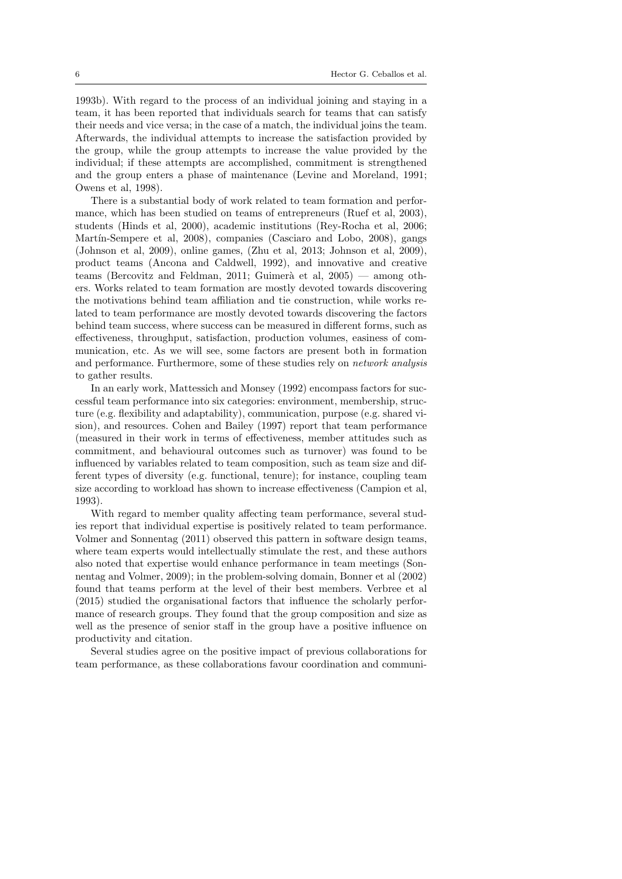1993b). With regard to the process of an individual joining and staying in a team, it has been reported that individuals search for teams that can satisfy their needs and vice versa; in the case of a match, the individual joins the team. Afterwards, the individual attempts to increase the satisfaction provided by the group, while the group attempts to increase the value provided by the individual; if these attempts are accomplished, commitment is strengthened and the group enters a phase of maintenance (Levine and Moreland, 1991; Owens et al, 1998).

There is a substantial body of work related to team formation and performance, which has been studied on teams of entrepreneurs (Ruef et al, 2003), students (Hinds et al, 2000), academic institutions (Rey-Rocha et al, 2006; Martín-Sempere et al, 2008), companies (Casciaro and Lobo, 2008), gangs (Johnson et al, 2009), online games, (Zhu et al, 2013; Johnson et al, 2009), product teams (Ancona and Caldwell, 1992), and innovative and creative teams (Bercovitz and Feldman, 2011; Guimerà et al, 2005) — among others. Works related to team formation are mostly devoted towards discovering the motivations behind team affiliation and tie construction, while works related to team performance are mostly devoted towards discovering the factors behind team success, where success can be measured in different forms, such as effectiveness, throughput, satisfaction, production volumes, easiness of communication, etc. As we will see, some factors are present both in formation and performance. Furthermore, some of these studies rely on *network analysis* to gather results.

In an early work, Mattessich and Monsey (1992) encompass factors for successful team performance into six categories: environment, membership, structure (e.g. flexibility and adaptability), communication, purpose (e.g. shared vision), and resources. Cohen and Bailey (1997) report that team performance (measured in their work in terms of effectiveness, member attitudes such as commitment, and behavioural outcomes such as turnover) was found to be influenced by variables related to team composition, such as team size and different types of diversity (e.g. functional, tenure); for instance, coupling team size according to workload has shown to increase effectiveness (Campion et al, 1993).

With regard to member quality affecting team performance, several studies report that individual expertise is positively related to team performance. Volmer and Sonnentag (2011) observed this pattern in software design teams, where team experts would intellectually stimulate the rest, and these authors also noted that expertise would enhance performance in team meetings (Sonnentag and Volmer, 2009); in the problem-solving domain, Bonner et al (2002) found that teams perform at the level of their best members. Verbree et al (2015) studied the organisational factors that influence the scholarly performance of research groups. They found that the group composition and size as well as the presence of senior staff in the group have a positive influence on productivity and citation.

Several studies agree on the positive impact of previous collaborations for team performance, as these collaborations favour coordination and communi-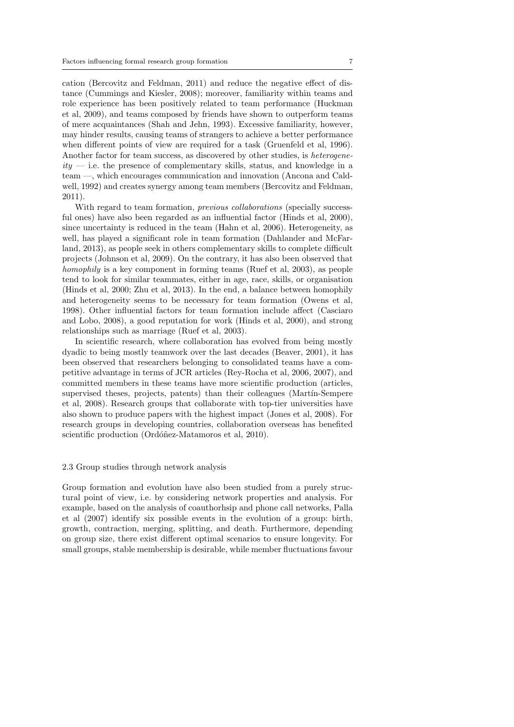cation (Bercovitz and Feldman, 2011) and reduce the negative effect of distance (Cummings and Kiesler, 2008); moreover, familiarity within teams and role experience has been positively related to team performance (Huckman et al, 2009), and teams composed by friends have shown to outperform teams of mere acquaintances (Shah and Jehn, 1993). Excessive familiarity, however, may hinder results, causing teams of strangers to achieve a better performance when different points of view are required for a task (Gruenfeld et al, 1996). Another factor for team success, as discovered by other studies, is *heterogeneity* — i.e. the presence of complementary skills, status, and knowledge in a team —, which encourages communication and innovation (Ancona and Caldwell, 1992) and creates synergy among team members (Bercovitz and Feldman, 2011).

With regard to team formation, *previous collaborations* (specially successful ones) have also been regarded as an influential factor (Hinds et al, 2000), since uncertainty is reduced in the team (Hahn et al, 2006). Heterogeneity, as well, has played a significant role in team formation (Dahlander and McFarland, 2013), as people seek in others complementary skills to complete difficult projects (Johnson et al, 2009). On the contrary, it has also been observed that *homophily* is a key component in forming teams (Ruef et al, 2003), as people tend to look for similar teammates, either in age, race, skills, or organisation (Hinds et al, 2000; Zhu et al, 2013). In the end, a balance between homophily and heterogeneity seems to be necessary for team formation (Owens et al, 1998). Other influential factors for team formation include affect (Casciaro and Lobo, 2008), a good reputation for work (Hinds et al, 2000), and strong relationships such as marriage (Ruef et al, 2003).

In scientific research, where collaboration has evolved from being mostly dyadic to being mostly teamwork over the last decades (Beaver, 2001), it has been observed that researchers belonging to consolidated teams have a competitive advantage in terms of JCR articles (Rey-Rocha et al, 2006, 2007), and committed members in these teams have more scientific production (articles, supervised theses, projects, patents) than their colleagues (Martín-Sempere et al, 2008). Research groups that collaborate with top-tier universities have also shown to produce papers with the highest impact (Jones et al, 2008). For research groups in developing countries, collaboration overseas has benefited scientific production (Ordóñez-Matamoros et al, 2010).

### 2.3 Group studies through network analysis

Group formation and evolution have also been studied from a purely structural point of view, i.e. by considering network properties and analysis. For example, based on the analysis of coauthorhsip and phone call networks, Palla et al (2007) identify six possible events in the evolution of a group: birth, growth, contraction, merging, splitting, and death. Furthermore, depending on group size, there exist different optimal scenarios to ensure longevity. For small groups, stable membership is desirable, while member fluctuations favour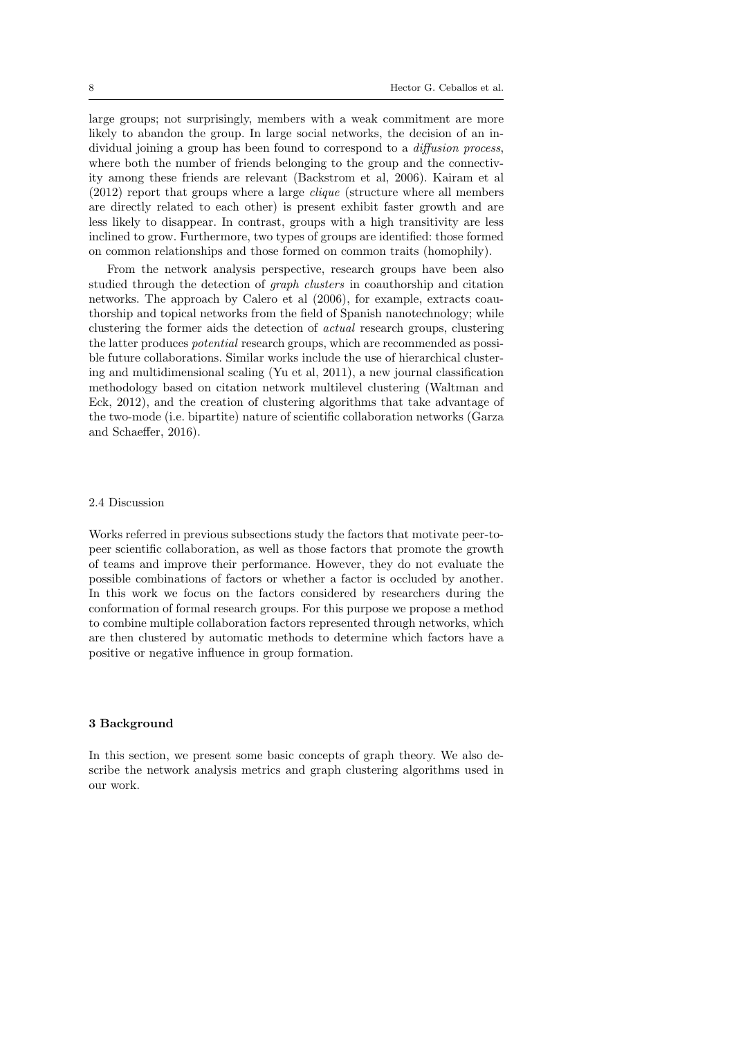large groups; not surprisingly, members with a weak commitment are more likely to abandon the group. In large social networks, the decision of an individual joining a group has been found to correspond to a *diffusion process*, where both the number of friends belonging to the group and the connectivity among these friends are relevant (Backstrom et al, 2006). Kairam et al (2012) report that groups where a large *clique* (structure where all members are directly related to each other) is present exhibit faster growth and are less likely to disappear. In contrast, groups with a high transitivity are less inclined to grow. Furthermore, two types of groups are identified: those formed on common relationships and those formed on common traits (homophily).

From the network analysis perspective, research groups have been also studied through the detection of *graph clusters* in coauthorship and citation networks. The approach by Calero et al (2006), for example, extracts coauthorship and topical networks from the field of Spanish nanotechnology; while clustering the former aids the detection of *actual* research groups, clustering the latter produces *potential* research groups, which are recommended as possible future collaborations. Similar works include the use of hierarchical clustering and multidimensional scaling (Yu et al, 2011), a new journal classification methodology based on citation network multilevel clustering (Waltman and Eck, 2012), and the creation of clustering algorithms that take advantage of the two-mode (i.e. bipartite) nature of scientific collaboration networks (Garza and Schaeffer, 2016).

### 2.4 Discussion

Works referred in previous subsections study the factors that motivate peer-to-peer scientific collaboration, as well as those factors that promote the growth of teams and improve their performance. However, they do not evaluate the possible combinations of factors or whether a factor is occluded by another. In this work we focus on the factors considered by researchers during the conformation of formal research groups. For this purpose we propose a method to combine multiple collaboration factors represented through networks, which are then clustered by automatic methods to determine which factors have a positive or negative influence in group formation.

## 3 Background

In this section, we present some basic concepts of graph theory. We also describe the network analysis metrics and graph clustering algorithms used in our work.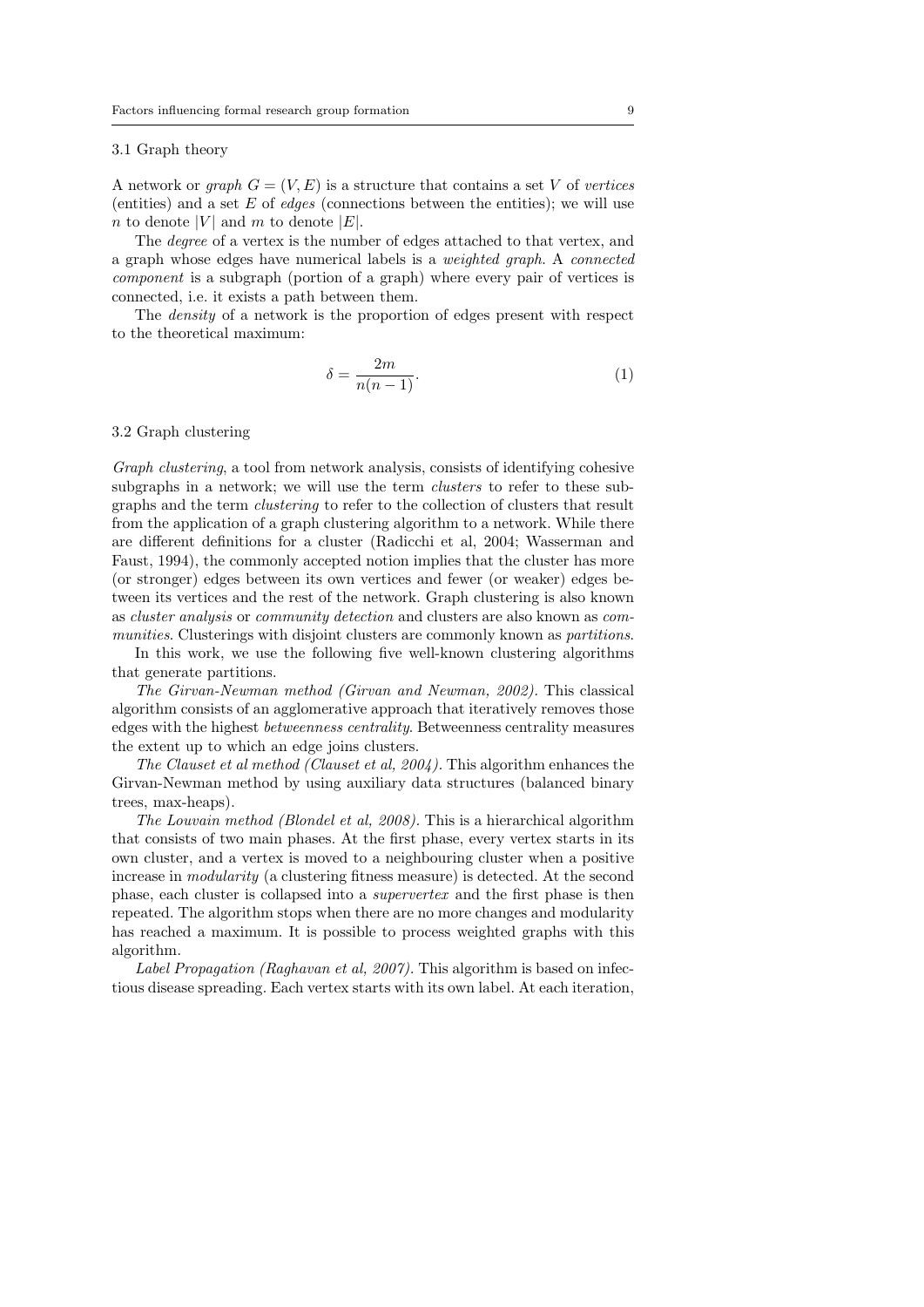### 3.1 Graph theory

A network or *graph* $G = (V, E)$ is a structure that contains a set $V$ of *vertices* (entities) and a set $E$ of *edges* (connections between the entities); we will use $n$ to denote $|V|$ and $m$ to denote $|E|$.

The *degree* of a vertex is the number of edges attached to that vertex, and a graph whose edges have numerical labels is a *weighted graph*. A *connected component* is a subgraph (portion of a graph) where every pair of vertices is connected, i.e. it exists a path between them.

The *density* of a network is the proportion of edges present with respect to the theoretical maximum:

$$\delta = \frac{2m}{n(n-1)}. \tag{1}$$

### 3.2 Graph clustering

*Graph clustering*, a tool from network analysis, consists of identifying cohesive subgraphs in a network; we will use the term *clusters* to refer to these subgraphs and the term *clustering* to refer to the collection of clusters that result from the application of a graph clustering algorithm to a network. While there are different definitions for a cluster (Radicchi et al, 2004; Wasserman and Faust, 1994), the commonly accepted notion implies that the cluster has more (or stronger) edges between its own vertices and fewer (or weaker) edges between its vertices and the rest of the network. Graph clustering is also known as *cluster analysis* or *community detection* and clusters are also known as *communities*. Clusterings with disjoint clusters are commonly known as *partitions*.

In this work, we use the following five well-known clustering algorithms that generate partitions.

*The Girvan-Newman method (Girvan and Newman, 2002).* This classical algorithm consists of an agglomerative approach that iteratively removes those edges with the highest *betweenness centrality*. Betweenness centrality measures the extent up to which an edge joins clusters.

*The Clauset et al method (Clauset et al, 2004).* This algorithm enhances the Girvan-Newman method by using auxiliary data structures (balanced binary trees, max-heaps).

*The Louvain method (Blondel et al, 2008).* This is a hierarchical algorithm that consists of two main phases. At the first phase, every vertex starts in its own cluster, and a vertex is moved to a neighbouring cluster when a positive increase in *modularity* (a clustering fitness measure) is detected. At the second phase, each cluster is collapsed into a *supervertex* and the first phase is then repeated. The algorithm stops when there are no more changes and modularity has reached a maximum. It is possible to process weighted graphs with this algorithm.

*Label Propagation (Raghavan et al, 2007).* This algorithm is based on infectious disease spreading. Each vertex starts with its own label. At each iteration,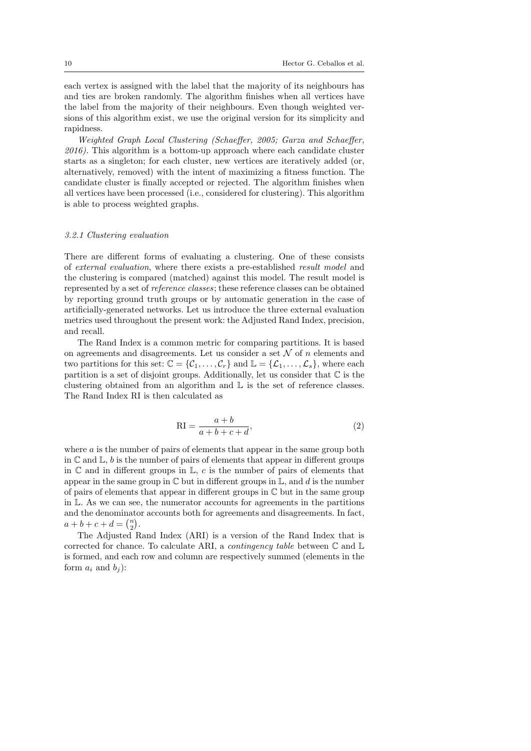each vertex is assigned with the label that the majority of its neighbours has and ties are broken randomly. The algorithm finishes when all vertices have the label from the majority of their neighbours. Even though weighted versions of this algorithm exist, we use the original version for its simplicity and rapidness.

*Weighted Graph Local Clustering (Schaeffer, 2005; Garza and Schaeffer, 2016).* This algorithm is a bottom-up approach where each candidate cluster starts as a singleton; for each cluster, new vertices are iteratively added (or, alternatively, removed) with the intent of maximizing a fitness function. The candidate cluster is finally accepted or rejected. The algorithm finishes when all vertices have been processed (i.e., considered for clustering). This algorithm is able to process weighted graphs.

### 3.2.1 Clustering evaluation

There are different forms of evaluating a clustering. One of these consists of *external evaluation*, where there exists a pre-established *result model* and the clustering is compared (matched) against this model. The result model is represented by a set of *reference classes*; these reference classes can be obtained by reporting ground truth groups or by automatic generation in the case of artificially-generated networks. Let us introduce the three external evaluation metrics used throughout the present work: the Adjusted Rand Index, precision, and recall.

The Rand Index is a common metric for comparing partitions. It is based on agreements and disagreements. Let us consider a set $\mathcal{N}$ of $n$ elements and two partitions for this set: $\mathbb{C} = \{\mathcal{C}_1, \ldots, \mathcal{C}_r\}$ and $\mathbb{L} = \{\mathcal{L}_1, \ldots, \mathcal{L}_s\}$, where each partition is a set of disjoint groups. Additionally, let us consider that $\mathbb{C}$ is the clustering obtained from an algorithm and $\mathbb{L}$ is the set of reference classes. The Rand Index RI is then calculated as

$$\mathrm{RI} = \frac{a+b}{a+b+c+d}, \tag{2}$$

where $a$ is the number of pairs of elements that appear in the same group both in $\mathbb{C}$ and $\mathbb{L}$, $b$ is the number of pairs of elements that appear in different groups in $\mathbb{C}$ and in different groups in $\mathbb{L}$, $c$ is the number of pairs of elements that appear in the same group in $\mathbb{C}$ but in different groups in $\mathbb{L}$, and $d$ is the number of pairs of elements that appear in different groups in $\mathbb{C}$ but in the same group in $\mathbb{L}$. As we can see, the numerator accounts for agreements in the partitions and the denominator accounts both for agreements and disagreements. In fact, $a + b + c + d = \binom{n}{2}$.

The Adjusted Rand Index (ARI) is a version of the Rand Index that is corrected for chance. To calculate ARI, a *contingency table* between $\mathbb{C}$ and $\mathbb{L}$ is formed, and each row and column are respectively summed (elements in the form $a_i$ and $b_j$):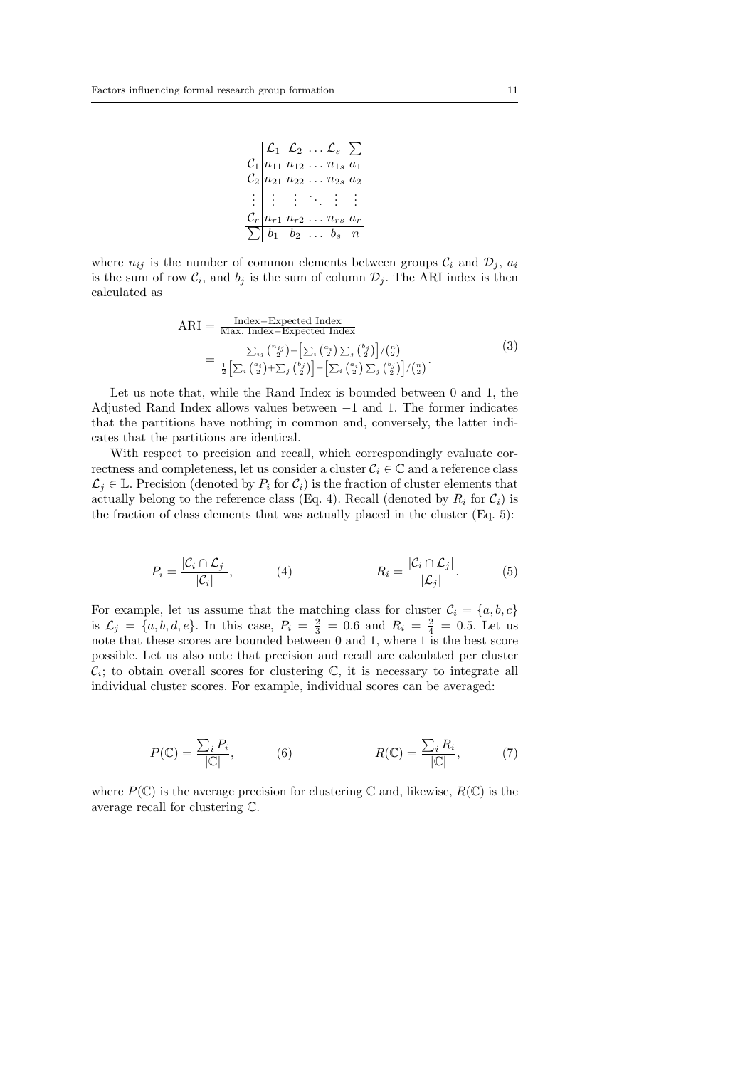|  | $\mathcal{L}_1$ | $\mathcal{L}_2$ | $\dots$ | $\mathcal{L}_s$ | $\sum$ |
|---|---|---|---|---|---|
| $\mathcal{C}_1$ | $n_{11}$ | $n_{12}$ | $\dots$ | $n_{1s}$ | $a_1$ |
| $\mathcal{C}_2$ | $n_{21}$ | $n_{22}$ | $\dots$ | $n_{2s}$ | $a_2$ |
| $\vdots$ | $\vdots$ | $\vdots$ | $\ddots$ | $\vdots$ | $\vdots$ |
| $\mathcal{C}_r$ | $n_{r1}$ | $n_{r2}$ | $\dots$ | $n_{rs}$ | $a_r$ |
| $\sum$ | $b_1$ | $b_2$ | $\dots$ | $b_s$ | $n$ |

where $n_{ij}$ is the number of common elements between groups $\mathcal{C}_i$ and $\mathcal{D}_j$, $a_i$ is the sum of row $\mathcal{C}_i$, and $b_j$ is the sum of column $\mathcal{D}_j$. The ARI index is then calculated as

$$
\begin{aligned}
\mathrm{ARI} &= \frac{\text{Index}-\text{Expected Index}}{\text{Max. Index}-\text{Expected Index}} \\
&= \frac{\sum_{ij}\binom{n_{ij}}{2}-\left[\sum_i\binom{a_i}{2}\sum_j\binom{b_j}{2}\right]/\binom{n}{2}}{\frac{1}{2}\left[\sum_i\binom{a_i}{2}+\sum_j\binom{b_j}{2}\right]-\left[\sum_i\binom{a_i}{2}\sum_j\binom{b_j}{2}\right]/\binom{n}{2}}.
\end{aligned}
\tag{3}
$$

Let us note that, while the Rand Index is bounded between 0 and 1, the Adjusted Rand Index allows values between $-1$ and 1. The former indicates that the partitions have nothing in common and, conversely, the latter indicates that the partitions are identical.

With respect to precision and recall, which correspondingly evaluate correctness and completeness, let us consider a cluster $\mathcal{C}_i \in \mathbb{C}$ and a reference class $\mathcal{L}_j \in \mathbb{L}$. Precision (denoted by $P_i$ for $\mathcal{C}_i$) is the fraction of cluster elements that actually belong to the reference class (Eq. 4). Recall (denoted by $R_i$ for $\mathcal{C}_i$) is the fraction of class elements that was actually placed in the cluster (Eq. 5):

$$
P_i = \frac{|\mathcal{C}_i \cap \mathcal{L}_j|}{|\mathcal{C}_i|}, \tag{4}
$$

$$
R_i = \frac{|\mathcal{C}_i \cap \mathcal{L}_j|}{|\mathcal{L}_j|}. \tag{5}
$$

For example, let us assume that the matching class for cluster $\mathcal{C}_i = \{a, b, c\}$ is $\mathcal{L}_j = \{a, b, d, e\}$. In this case, $P_i = \frac{2}{3} = 0.6$ and $R_i = \frac{2}{4} = 0.5$. Let us note that these scores are bounded between 0 and 1, where 1 is the best score possible. Let us also note that precision and recall are calculated per cluster $\mathcal{C}_i$; to obtain overall scores for clustering $\mathbb{C}$, it is necessary to integrate all individual cluster scores. For example, individual scores can be averaged:

$$
P(\mathbb{C}) = \frac{\sum_i P_i}{|\mathbb{C}|}, \tag{6}
$$

$$
R(\mathbb{C}) = \frac{\sum_i R_i}{|\mathbb{C}|}, \tag{7}
$$

where $P(\mathbb{C})$ is the average precision for clustering $\mathbb{C}$ and, likewise, $R(\mathbb{C})$ is the average recall for clustering $\mathbb{C}$.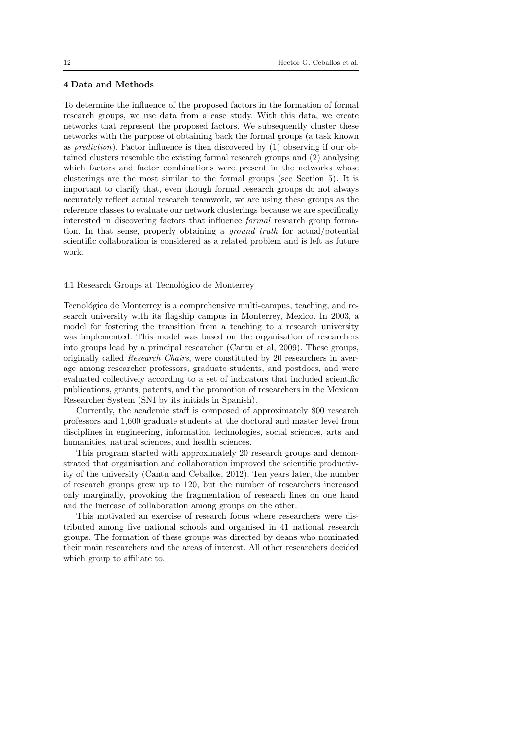## 4 Data and Methods

To determine the influence of the proposed factors in the formation of formal research groups, we use data from a case study. With this data, we create networks that represent the proposed factors. We subsequently cluster these networks with the purpose of obtaining back the formal groups (a task known as *prediction*). Factor influence is then discovered by (1) observing if our obtained clusters resemble the existing formal research groups and (2) analysing which factors and factor combinations were present in the networks whose clusterings are the most similar to the formal groups (see Section 5). It is important to clarify that, even though formal research groups do not always accurately reflect actual research teamwork, we are using these groups as the reference classes to evaluate our network clusterings because we are specifically interested in discovering factors that influence *formal* research group formation. In that sense, properly obtaining a *ground truth* for actual/potential scientific collaboration is considered as a related problem and is left as future work.

### 4.1 Research Groups at Tecnológico de Monterrey

Tecnológico de Monterrey is a comprehensive multi-campus, teaching, and research university with its flagship campus in Monterrey, Mexico. In 2003, a model for fostering the transition from a teaching to a research university was implemented. This model was based on the organisation of researchers into groups lead by a principal researcher (Cantu et al, 2009). These groups, originally called *Research Chairs*, were constituted by 20 researchers in average among researcher professors, graduate students, and postdocs, and were evaluated collectively according to a set of indicators that included scientific publications, grants, patents, and the promotion of researchers in the Mexican Researcher System (SNI by its initials in Spanish).

Currently, the academic staff is composed of approximately 800 research professors and 1,600 graduate students at the doctoral and master level from disciplines in engineering, information technologies, social sciences, arts and humanities, natural sciences, and health sciences.

This program started with approximately 20 research groups and demonstrated that organisation and collaboration improved the scientific productivity of the university (Cantu and Ceballos, 2012). Ten years later, the number of research groups grew up to 120, but the number of researchers increased only marginally, provoking the fragmentation of research lines on one hand and the increase of collaboration among groups on the other.

This motivated an exercise of research focus where researchers were distributed among five national schools and organised in 41 national research groups. The formation of these groups was directed by deans who nominated their main researchers and the areas of interest. All other researchers decided which group to affiliate to.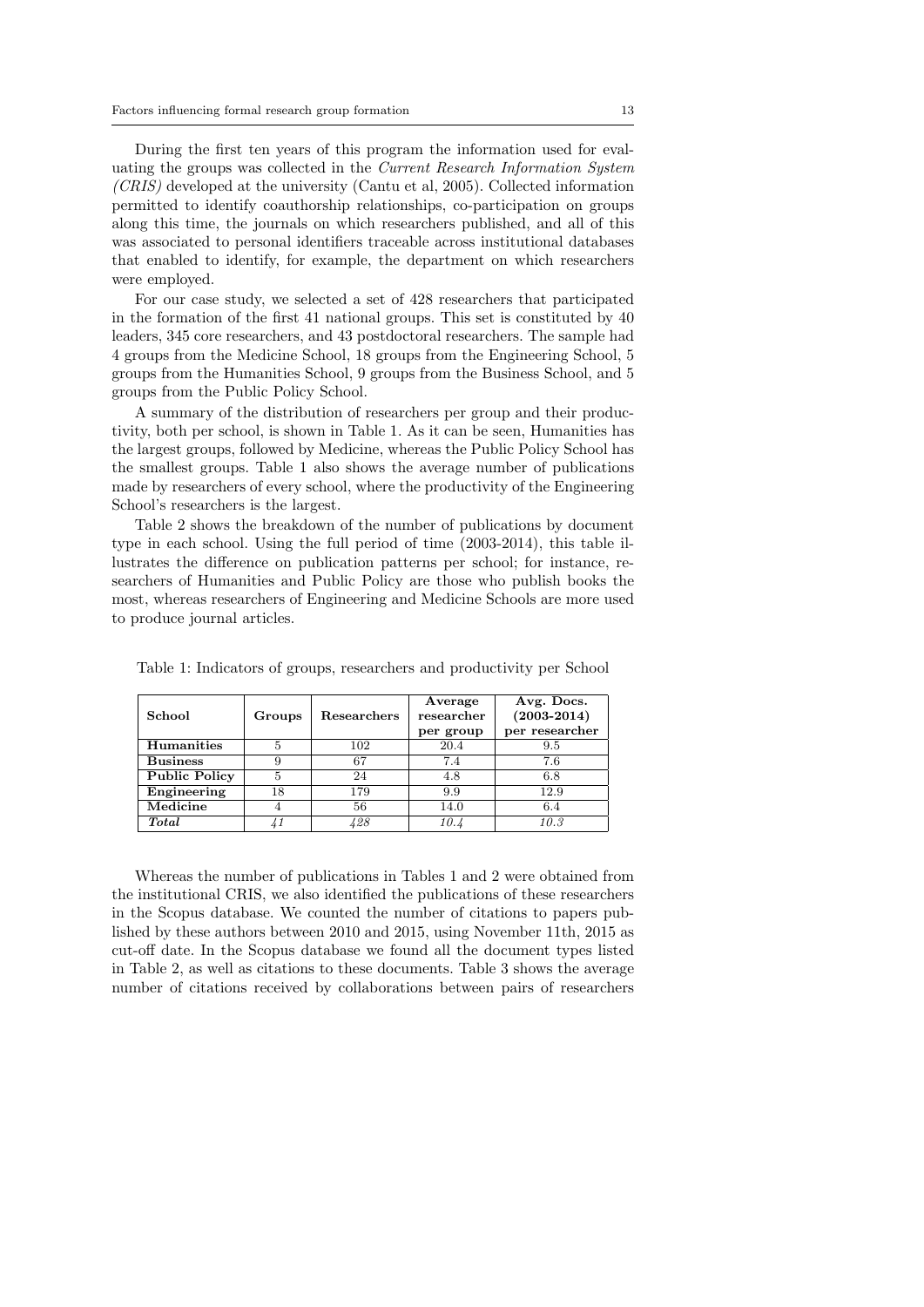During the first ten years of this program the information used for evaluating the groups was collected in the *Current Research Information System (CRIS)* developed at the university (Cantu et al, 2005). Collected information permitted to identify coauthorship relationships, co-participation on groups along this time, the journals on which researchers published, and all of this was associated to personal identifiers traceable across institutional databases that enabled to identify, for example, the department on which researchers were employed.

For our case study, we selected a set of 428 researchers that participated in the formation of the first 41 national groups. This set is constituted by 40 leaders, 345 core researchers, and 43 postdoctoral researchers. The sample had 4 groups from the Medicine School, 18 groups from the Engineering School, 5 groups from the Humanities School, 9 groups from the Business School, and 5 groups from the Public Policy School.

A summary of the distribution of researchers per group and their productivity, both per school, is shown in Table 1. As it can be seen, Humanities has the largest groups, followed by Medicine, whereas the Public Policy School has the smallest groups. Table 1 also shows the average number of publications made by researchers of every school, where the productivity of the Engineering School's researchers is the largest.

Table 2 shows the breakdown of the number of publications by document type in each school. Using the full period of time (2003-2014), this table illustrates the difference on publication patterns per school; for instance, researchers of Humanities and Public Policy are those who publish books the most, whereas researchers of Engineering and Medicine Schools are more used to produce journal articles.

Table 1: Indicators of groups, researchers and productivity per School

| School | Groups | Researchers | Average researcher per group | Avg. Docs. (2003-2014) per researcher |
|---|---|---|---|---|
| **Humanities** | 5 | 102 | 20.4 | 9.5 |
| **Business** | 9 | 67 | 7.4 | 7.6 |
| **Public Policy** | 5 | 24 | 4.8 | 6.8 |
| **Engineering** | 18 | 179 | 9.9 | 12.9 |
| **Medicine** | 4 | 56 | 14.0 | 6.4 |
| ***Total*** | *41* | *428* | *10.4* | *10.3* |

Whereas the number of publications in Tables 1 and 2 were obtained from the institutional CRIS, we also identified the publications of these researchers in the Scopus database. We counted the number of citations to papers published by these authors between 2010 and 2015, using November 11th, 2015 as cut-off date. In the Scopus database we found all the document types listed in Table 2, as well as citations to these documents. Table 3 shows the average number of citations received by collaborations between pairs of researchers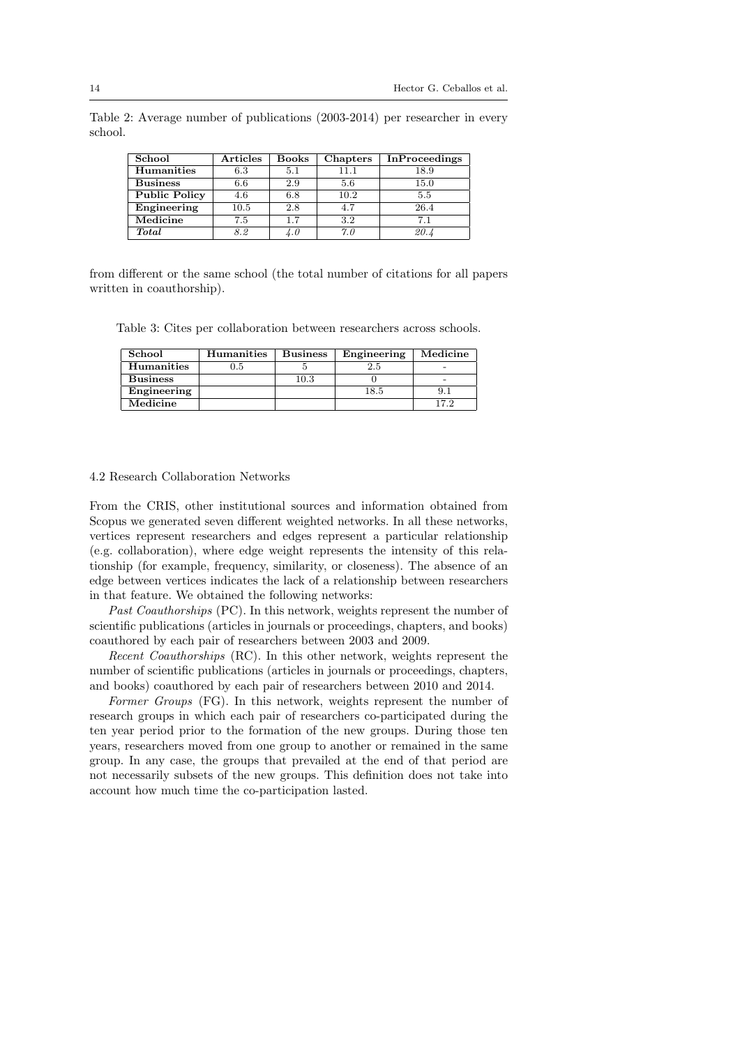Table 2: Average number of publications (2003-2014) per researcher in every school.

| School | Articles | Books | Chapters | InProceedings |
|---|---|---|---|---|
| **Humanities** | 6.3 | 5.1 | 11.1 | 18.9 |
| **Business** | 6.6 | 2.9 | 5.6 | 15.0 |
| **Public Policy** | 4.6 | 6.8 | 10.2 | 5.5 |
| **Engineering** | 10.5 | 2.8 | 4.7 | 26.4 |
| **Medicine** | 7.5 | 1.7 | 3.2 | 7.1 |
| ***Total*** | *8.2* | *4.0* | *7.0* | *20.4* |

from different or the same school (the total number of citations for all papers written in coauthorship).

Table 3: Cites per collaboration between researchers across schools.

| School | Humanities | Business | Engineering | Medicine |
|---|---|---|---|---|
| **Humanities** | 0.5 | 5 | 2.5 | - |
| **Business** | | 10.3 | 0 | - |
| **Engineering** | | | 18.5 | 9.1 |
| **Medicine** | | | | 17.2 |

### 4.2 Research Collaboration Networks

From the CRIS, other institutional sources and information obtained from Scopus we generated seven different weighted networks. In all these networks, vertices represent researchers and edges represent a particular relationship (e.g. collaboration), where edge weight represents the intensity of this relationship (for example, frequency, similarity, or closeness). The absence of an edge between vertices indicates the lack of a relationship between researchers in that feature. We obtained the following networks:

*Past Coauthorships* (PC). In this network, weights represent the number of scientific publications (articles in journals or proceedings, chapters, and books) coauthored by each pair of researchers between 2003 and 2009.

*Recent Coauthorships* (RC). In this other network, weights represent the number of scientific publications (articles in journals or proceedings, chapters, and books) coauthored by each pair of researchers between 2010 and 2014.

*Former Groups* (FG). In this network, weights represent the number of research groups in which each pair of researchers co-participated during the ten year period prior to the formation of the new groups. During those ten years, researchers moved from one group to another or remained in the same group. In any case, the groups that prevailed at the end of that period are not necessarily subsets of the new groups. This definition does not take into account how much time the co-participation lasted.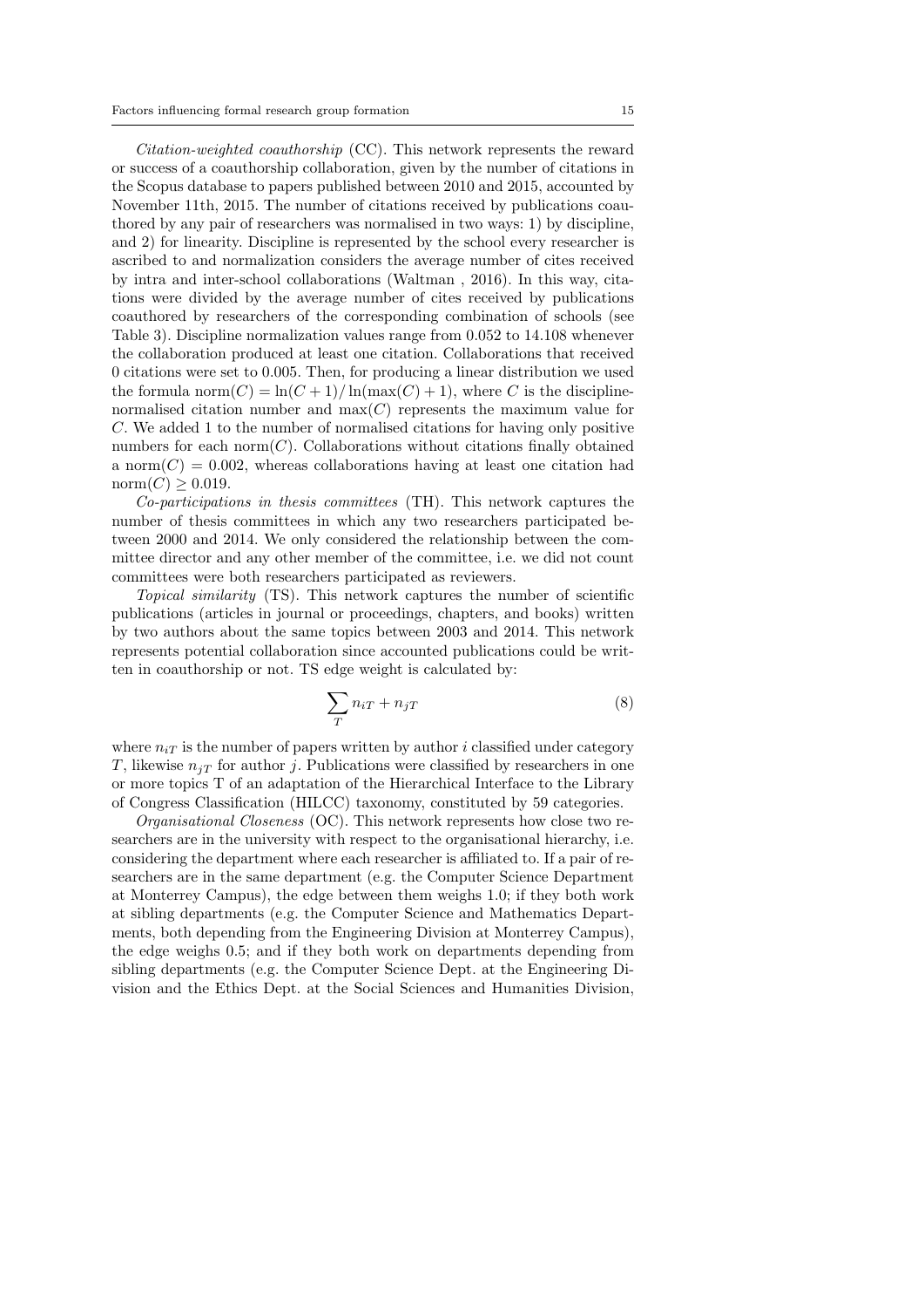*Citation-weighted coauthorship* (CC). This network represents the reward or success of a coauthorship collaboration, given by the number of citations in the Scopus database to papers published between 2010 and 2015, accounted by November 11th, 2015. The number of citations received by publications coauthored by any pair of researchers was normalised in two ways: 1) by discipline, and 2) for linearity. Discipline is represented by the school every researcher is ascribed to and normalization considers the average number of cites received by intra and inter-school collaborations (Waltman , 2016). In this way, citations were divided by the average number of cites received by publications coauthored by researchers of the corresponding combination of schools (see Table 3). Discipline normalization values range from 0.052 to 14.108 whenever the collaboration produced at least one citation. Collaborations that received 0 citations were set to 0.005. Then, for producing a linear distribution we used the formula $\text{norm}(C) = \ln(C + 1)/ \ln(\max(C) + 1)$, where $C$ is the discipline-normalised citation number and $\max(C)$ represents the maximum value for $C$. We added 1 to the number of normalised citations for having only positive numbers for each $\text{norm}(C)$. Collaborations without citations finally obtained a $\text{norm}(C) = 0.002$, whereas collaborations having at least one citation had $\text{norm}(C) \geq 0.019$.

*Co-participations in thesis committees* (TH). This network captures the number of thesis committees in which any two researchers participated between 2000 and 2014. We only considered the relationship between the committee director and any other member of the committee, i.e. we did not count committees were both researchers participated as reviewers.

*Topical similarity* (TS). This network captures the number of scientific publications (articles in journal or proceedings, chapters, and books) written by two authors about the same topics between 2003 and 2014. This network represents potential collaboration since accounted publications could be written in coauthorship or not. TS edge weight is calculated by:

$$\sum_{T} n_{iT} + n_{jT} \tag{8}$$

where $n_{iT}$ is the number of papers written by author $i$ classified under category $T$, likewise $n_{jT}$ for author $j$. Publications were classified by researchers in one or more topics T of an adaptation of the Hierarchical Interface to the Library of Congress Classification (HILCC) taxonomy, constituted by 59 categories.

*Organisational Closeness* (OC). This network represents how close two researchers are in the university with respect to the organisational hierarchy, i.e. considering the department where each researcher is affiliated to. If a pair of researchers are in the same department (e.g. the Computer Science Department at Monterrey Campus), the edge between them weighs 1.0; if they both work at sibling departments (e.g. the Computer Science and Mathematics Departments, both depending from the Engineering Division at Monterrey Campus), the edge weighs 0.5; and if they both work on departments depending from sibling departments (e.g. the Computer Science Dept. at the Engineering Division and the Ethics Dept. at the Social Sciences and Humanities Division,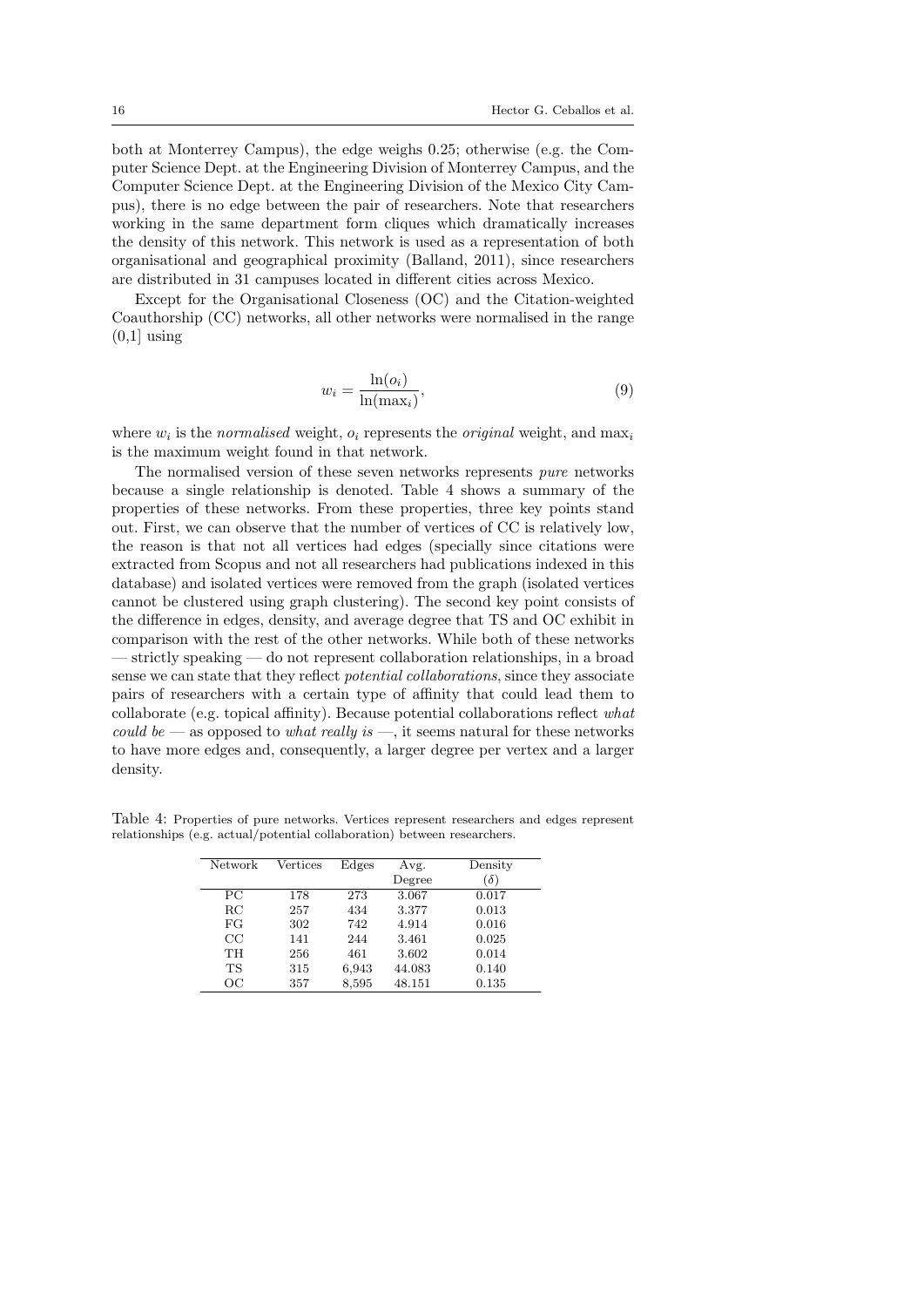both at Monterrey Campus), the edge weighs 0.25; otherwise (e.g. the Computer Science Dept. at the Engineering Division of Monterrey Campus, and the Computer Science Dept. at the Engineering Division of the Mexico City Campus), there is no edge between the pair of researchers. Note that researchers working in the same department form cliques which dramatically increases the density of this network. This network is used as a representation of both organisational and geographical proximity (Balland, 2011), since researchers are distributed in 31 campuses located in different cities across Mexico.

Except for the Organisational Closeness (OC) and the Citation-weighted Coauthorship (CC) networks, all other networks were normalised in the range (0,1] using

$$w_i = \frac{\ln(o_i)}{\ln(\max_i)}, \tag{9}$$

where $w_i$ is the *normalised* weight, $o_i$ represents the *original* weight, and $\max_i$ is the maximum weight found in that network.

The normalised version of these seven networks represents *pure* networks because a single relationship is denoted. Table 4 shows a summary of the properties of these networks. From these properties, three key points stand out. First, we can observe that the number of vertices of CC is relatively low, the reason is that not all vertices had edges (specially since citations were extracted from Scopus and not all researchers had publications indexed in this database) and isolated vertices were removed from the graph (isolated vertices cannot be clustered using graph clustering). The second key point consists of the difference in edges, density, and average degree that TS and OC exhibit in comparison with the rest of the other networks. While both of these networks — strictly speaking — do not represent collaboration relationships, in a broad sense we can state that they reflect *potential collaborations*, since they associate pairs of researchers with a certain type of affinity that could lead them to collaborate (e.g. topical affinity). Because potential collaborations reflect *what could be* — as opposed to *what really is* —, it seems natural for these networks to have more edges and, consequently, a larger degree per vertex and a larger density.

Table 4: Properties of pure networks. Vertices represent researchers and edges represent relationships (e.g. actual/potential collaboration) between researchers.

| Network | Vertices | Edges | Avg. Degree | Density ($\delta$) |
|---|---|---|---|---|
| PC | 178 | 273 | 3.067 | 0.017 |
| RC | 257 | 434 | 3.377 | 0.013 |
| FG | 302 | 742 | 4.914 | 0.016 |
| CC | 141 | 244 | 3.461 | 0.025 |
| TH | 256 | 461 | 3.602 | 0.014 |
| TS | 315 | 6,943 | 44.083 | 0.140 |
| OC | 357 | 8,595 | 48.151 | 0.135 |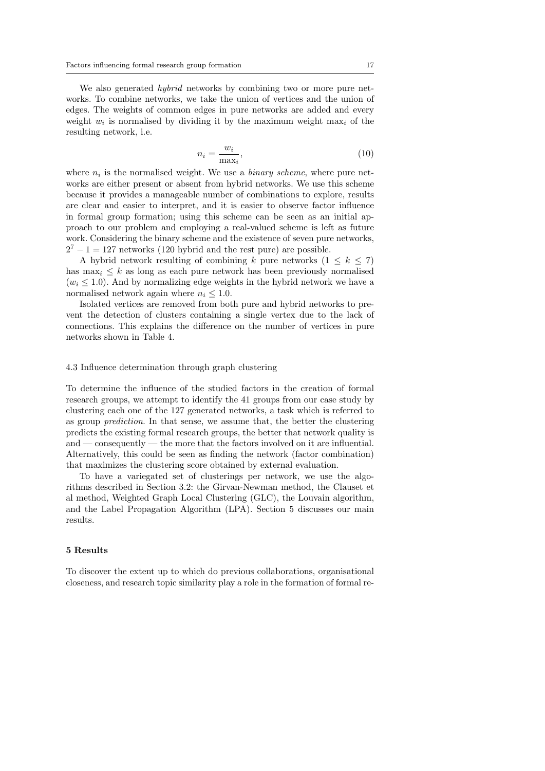We also generated *hybrid* networks by combining two or more pure networks. To combine networks, we take the union of vertices and the union of edges. The weights of common edges in pure networks are added and every weight $w_i$ is normalised by dividing it by the maximum weight $\max_i$ of the resulting network, i.e.

$$n_i = \frac{w_i}{\max_i}, \tag{10}$$

where $n_i$ is the normalised weight. We use a *binary scheme*, where pure networks are either present or absent from hybrid networks. We use this scheme because it provides a manageable number of combinations to explore, results are clear and easier to interpret, and it is easier to observe factor influence in formal group formation; using this scheme can be seen as an initial approach to our problem and employing a real-valued scheme is left as future work. Considering the binary scheme and the existence of seven pure networks, $2^7 - 1 = 127$ networks (120 hybrid and the rest pure) are possible.

A hybrid network resulting of combining $k$ pure networks ($1 \leq k \leq 7$) has $\max_i \leq k$ as long as each pure network has been previously normalised ($w_i \leq 1.0$). And by normalizing edge weights in the hybrid network we have a normalised network again where $n_i \leq 1.0$.

Isolated vertices are removed from both pure and hybrid networks to prevent the detection of clusters containing a single vertex due to the lack of connections. This explains the difference on the number of vertices in pure networks shown in Table 4.

### 4.3 Influence determination through graph clustering

To determine the influence of the studied factors in the creation of formal research groups, we attempt to identify the 41 groups from our case study by clustering each one of the 127 generated networks, a task which is referred to as group *prediction*. In that sense, we assume that, the better the clustering predicts the existing formal research groups, the better that network quality is and — consequently — the more that the factors involved on it are influential. Alternatively, this could be seen as finding the network (factor combination) that maximizes the clustering score obtained by external evaluation.

To have a variegated set of clusterings per network, we use the algorithms described in Section 3.2: the Girvan-Newman method, the Clauset et al method, Weighted Graph Local Clustering (GLC), the Louvain algorithm, and the Label Propagation Algorithm (LPA). Section 5 discusses our main results.

## 5 Results

To discover the extent up to which do previous collaborations, organisational closeness, and research topic similarity play a role in the formation of formal re-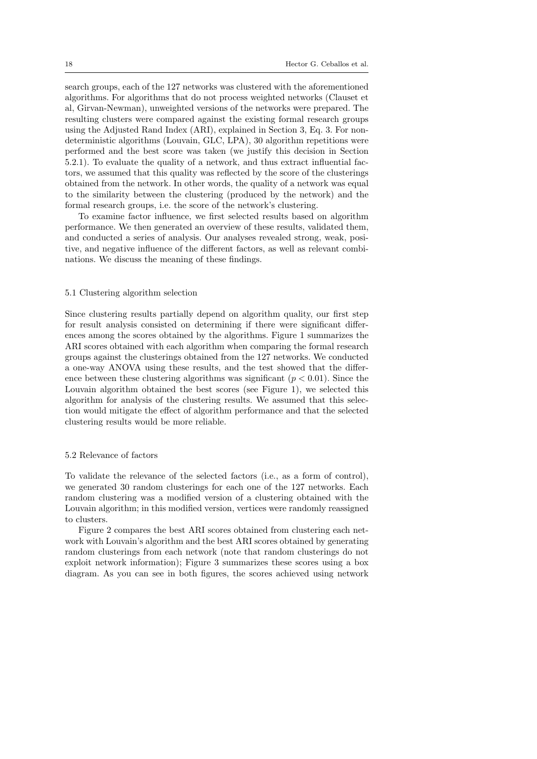search groups, each of the 127 networks was clustered with the aforementioned algorithms. For algorithms that do not process weighted networks (Clauset et al, Girvan-Newman), unweighted versions of the networks were prepared. The resulting clusters were compared against the existing formal research groups using the Adjusted Rand Index (ARI), explained in Section 3, Eq. 3. For nondeterministic algorithms (Louvain, GLC, LPA), 30 algorithm repetitions were performed and the best score was taken (we justify this decision in Section 5.2.1). To evaluate the quality of a network, and thus extract influential factors, we assumed that this quality was reflected by the score of the clusterings obtained from the network. In other words, the quality of a network was equal to the similarity between the clustering (produced by the network) and the formal research groups, i.e. the score of the network's clustering.

To examine factor influence, we first selected results based on algorithm performance. We then generated an overview of these results, validated them, and conducted a series of analysis. Our analyses revealed strong, weak, positive, and negative influence of the different factors, as well as relevant combinations. We discuss the meaning of these findings.

### 5.1 Clustering algorithm selection

Since clustering results partially depend on algorithm quality, our first step for result analysis consisted on determining if there were significant differences among the scores obtained by the algorithms. Figure 1 summarizes the ARI scores obtained with each algorithm when comparing the formal research groups against the clusterings obtained from the 127 networks. We conducted a one-way ANOVA using these results, and the test showed that the difference between these clustering algorithms was significant ($p < 0.01$). Since the Louvain algorithm obtained the best scores (see Figure 1), we selected this algorithm for analysis of the clustering results. We assumed that this selection would mitigate the effect of algorithm performance and that the selected clustering results would be more reliable.

### 5.2 Relevance of factors

To validate the relevance of the selected factors (i.e., as a form of control), we generated 30 random clusterings for each one of the 127 networks. Each random clustering was a modified version of a clustering obtained with the Louvain algorithm; in this modified version, vertices were randomly reassigned to clusters.

Figure 2 compares the best ARI scores obtained from clustering each network with Louvain's algorithm and the best ARI scores obtained by generating random clusterings from each network (note that random clusterings do not exploit network information); Figure 3 summarizes these scores using a box diagram. As you can see in both figures, the scores achieved using network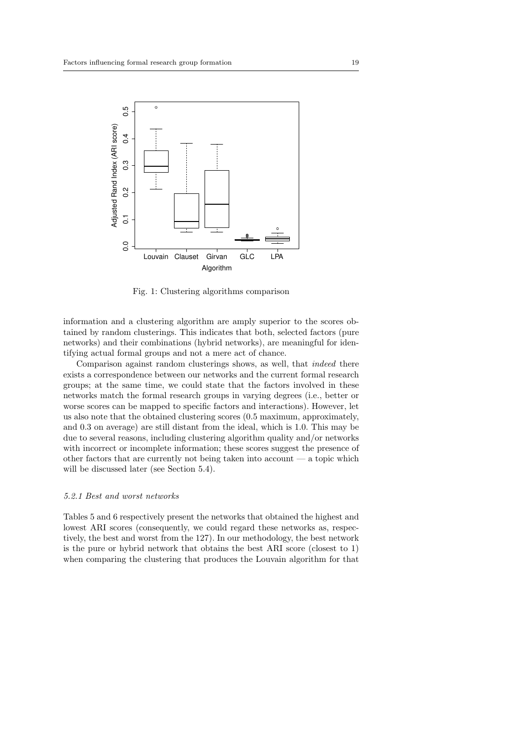Fig. 1: Clustering algorithms comparison

information and a clustering algorithm are amply superior to the scores obtained by random clusterings. This indicates that both, selected factors (pure networks) and their combinations (hybrid networks), are meaningful for identifying actual formal groups and not a mere act of chance.

Comparison against random clusterings shows, as well, that *indeed* there exists a correspondence between our networks and the current formal research groups; at the same time, we could state that the factors involved in these networks match the formal research groups in varying degrees (i.e., better or worse scores can be mapped to specific factors and interactions). However, let us also note that the obtained clustering scores (0.5 maximum, approximately, and 0.3 on average) are still distant from the ideal, which is 1.0. This may be due to several reasons, including clustering algorithm quality and/or networks with incorrect or incomplete information; these scores suggest the presence of other factors that are currently not being taken into account — a topic which will be discussed later (see Section 5.4).

### *5.2.1 Best and worst networks*

Tables 5 and 6 respectively present the networks that obtained the highest and lowest ARI scores (consequently, we could regard these networks as, respectively, the best and worst from the 127). In our methodology, the best network is the pure or hybrid network that obtains the best ARI score (closest to 1) when comparing the clustering that produces the Louvain algorithm for that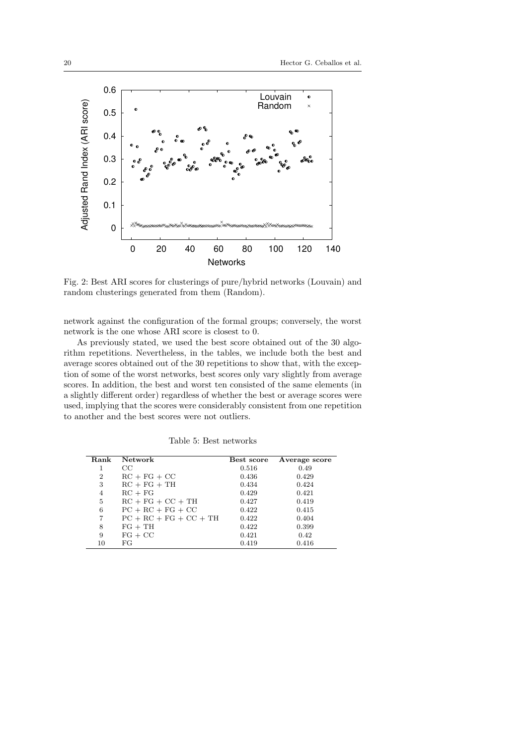Fig. 2: Best ARI scores for clusterings of pure/hybrid networks (Louvain) and random clusterings generated from them (Random).

network against the configuration of the formal groups; conversely, the worst network is the one whose ARI score is closest to 0.

As previously stated, we used the best score obtained out of the 30 algorithm repetitions. Nevertheless, in the tables, we include both the best and average scores obtained out of the 30 repetitions to show that, with the exception of some of the worst networks, best scores only vary slightly from average scores. In addition, the best and worst ten consisted of the same elements (in a slightly different order) regardless of whether the best or average scores were used, implying that the scores were considerably consistent from one repetition to another and the best scores were not outliers.

Table 5: Best networks

| Rank | Network | Best score | Average score |
|---|---|---|---|
| 1 | CC | 0.516 | 0.49 |
| 2 | RC + FG + CC | 0.436 | 0.429 |
| 3 | RC + FG + TH | 0.434 | 0.424 |
| 4 | RC + FG | 0.429 | 0.421 |
| 5 | RC + FG + CC + TH | 0.427 | 0.419 |
| 6 | PC + RC + FG + CC | 0.422 | 0.415 |
| 7 | PC + RC + FG + CC + TH | 0.422 | 0.404 |
| 8 | FG + TH | 0.422 | 0.399 |
| 9 | FG + CC | 0.421 | 0.42 |
| 10 | FG | 0.419 | 0.416 |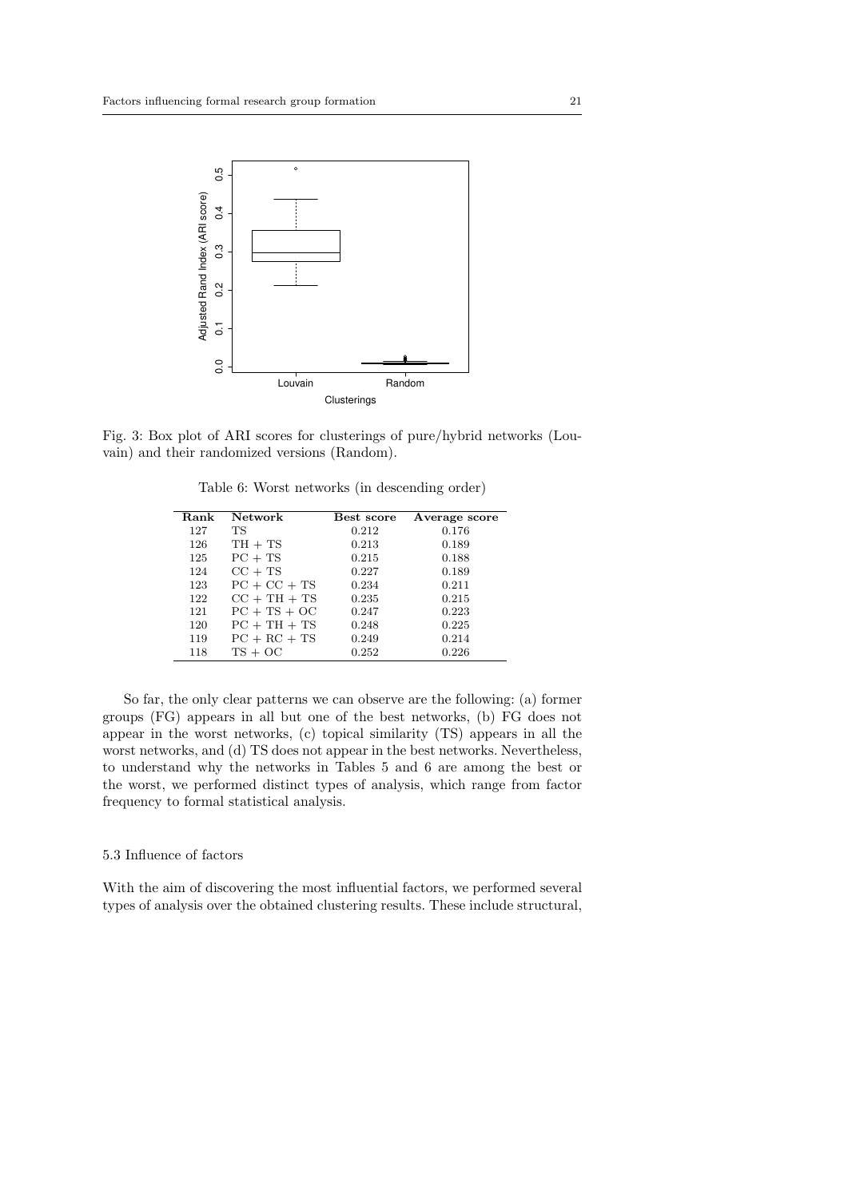Fig. 3: Box plot of ARI scores for clusterings of pure/hybrid networks (Louvain) and their randomized versions (Random).

Table 6: Worst networks (in descending order)

| Rank | Network | Best score | Average score |
|---|---|---|---|
| 127 | TS | 0.212 | 0.176 |
| 126 | TH + TS | 0.213 | 0.189 |
| 125 | PC + TS | 0.215 | 0.188 |
| 124 | CC + TS | 0.227 | 0.189 |
| 123 | PC + CC + TS | 0.234 | 0.211 |
| 122 | CC + TH + TS | 0.235 | 0.215 |
| 121 | PC + TS + OC | 0.247 | 0.223 |
| 120 | PC + TH + TS | 0.248 | 0.225 |
| 119 | PC + RC + TS | 0.249 | 0.214 |
| 118 | TS + OC | 0.252 | 0.226 |

So far, the only clear patterns we can observe are the following: (a) former groups (FG) appears in all but one of the best networks, (b) FG does not appear in the worst networks, (c) topical similarity (TS) appears in all the worst networks, and (d) TS does not appear in the best networks. Nevertheless, to understand why the networks in Tables 5 and 6 are among the best or the worst, we performed distinct types of analysis, which range from factor frequency to formal statistical analysis.

### 5.3 Influence of factors

With the aim of discovering the most influential factors, we performed several types of analysis over the obtained clustering results. These include structural,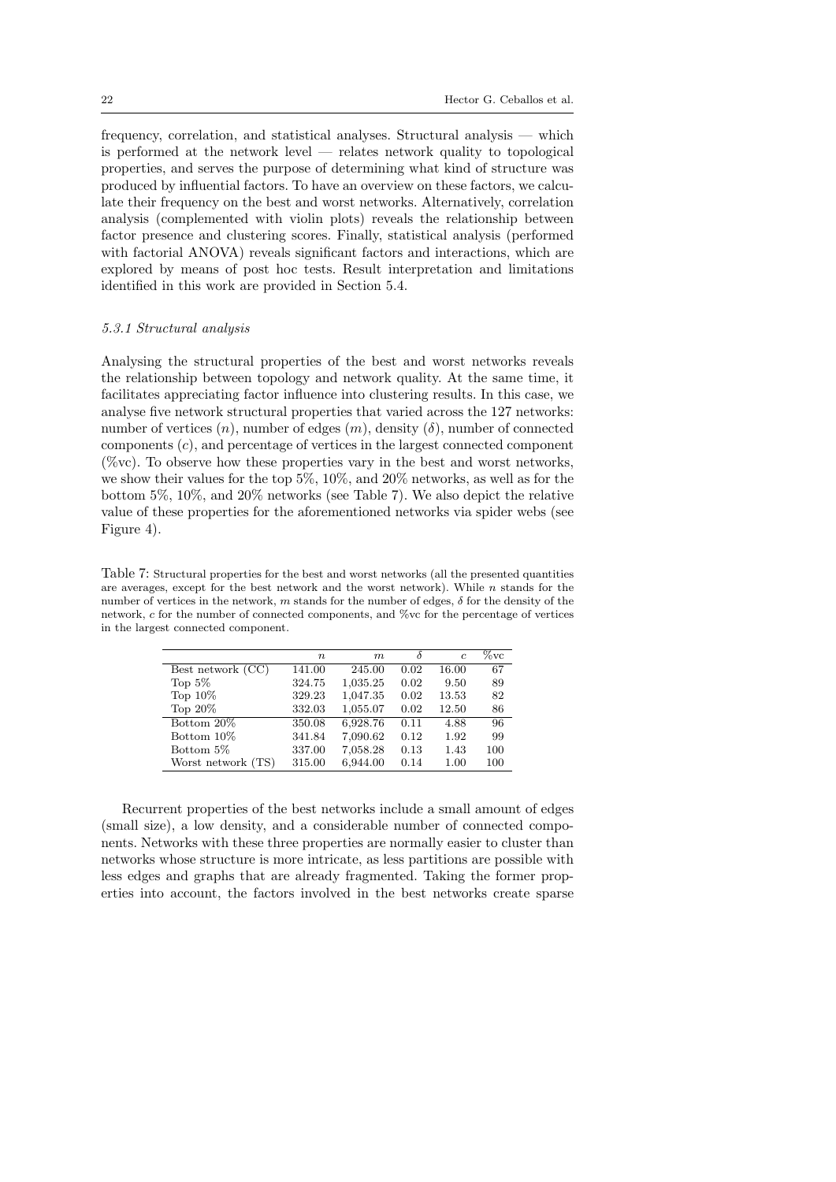frequency, correlation, and statistical analyses. Structural analysis — which is performed at the network level — relates network quality to topological properties, and serves the purpose of determining what kind of structure was produced by influential factors. To have an overview on these factors, we calculate their frequency on the best and worst networks. Alternatively, correlation analysis (complemented with violin plots) reveals the relationship between factor presence and clustering scores. Finally, statistical analysis (performed with factorial ANOVA) reveals significant factors and interactions, which are explored by means of post hoc tests. Result interpretation and limitations identified in this work are provided in Section 5.4.

#### *5.3.1 Structural analysis*

Analysing the structural properties of the best and worst networks reveals the relationship between topology and network quality. At the same time, it facilitates appreciating factor influence into clustering results. In this case, we analyse five network structural properties that varied across the 127 networks: number of vertices ($n$), number of edges ($m$), density ($\delta$), number of connected components ($c$), and percentage of vertices in the largest connected component (%vc). To observe how these properties vary in the best and worst networks, we show their values for the top 5%, 10%, and 20% networks, as well as for the bottom 5%, 10%, and 20% networks (see Table 7). We also depict the relative value of these properties for the aforementioned networks via spider webs (see Figure 4).

Table 7: Structural properties for the best and worst networks (all the presented quantities are averages, except for the best network and the worst network). While $n$ stands for the number of vertices in the network, $m$ stands for the number of edges, $\delta$ for the density of the network, $c$ for the number of connected components, and %vc for the percentage of vertices in the largest connected component.

| | $n$ | $m$ | $\delta$ | $c$ | %vc |
|---|---|---|---|---|---|
| Best network (CC) | 141.00 | 245.00 | 0.02 | 16.00 | 67 |
| Top 5% | 324.75 | 1,035.25 | 0.02 | 9.50 | 89 |
| Top 10% | 329.23 | 1,047.35 | 0.02 | 13.53 | 82 |
| Top 20% | 332.03 | 1,055.07 | 0.02 | 12.50 | 86 |
| Bottom 20% | 350.08 | 6,928.76 | 0.11 | 4.88 | 96 |
| Bottom 10% | 341.84 | 7,090.62 | 0.12 | 1.92 | 99 |
| Bottom 5% | 337.00 | 7,058.28 | 0.13 | 1.43 | 100 |
| Worst network (TS) | 315.00 | 6,944.00 | 0.14 | 1.00 | 100 |

Recurrent properties of the best networks include a small amount of edges (small size), a low density, and a considerable number of connected components. Networks with these three properties are normally easier to cluster than networks whose structure is more intricate, as less partitions are possible with less edges and graphs that are already fragmented. Taking the former properties into account, the factors involved in the best networks create sparse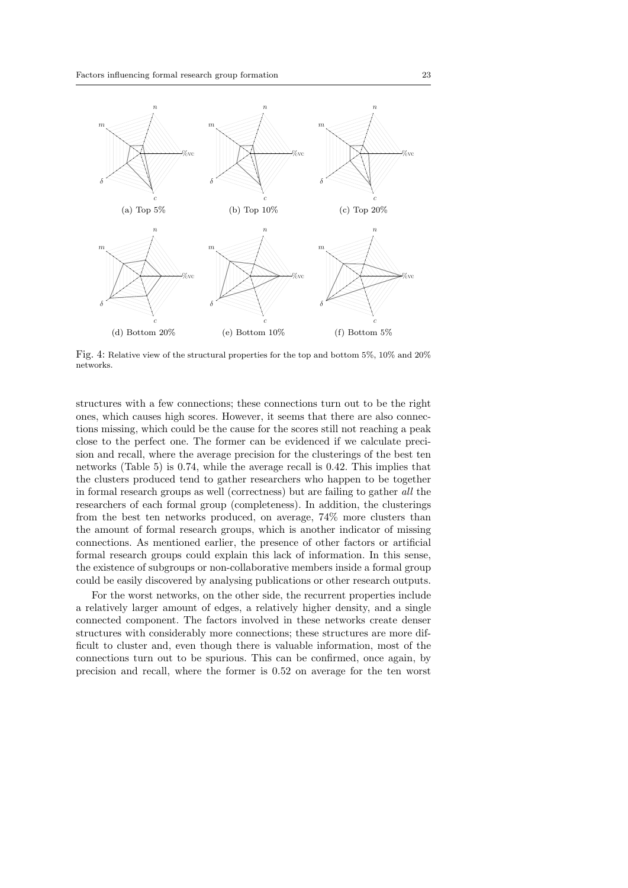(a) Top 5% (b) Top 10% (c) Top 20%

(d) Bottom 20% (e) Bottom 10% (f) Bottom 5%

Fig. 4: Relative view of the structural properties for the top and bottom 5%, 10% and 20% networks.

structures with a few connections; these connections turn out to be the right ones, which causes high scores. However, it seems that there are also connections missing, which could be the cause for the scores still not reaching a peak close to the perfect one. The former can be evidenced if we calculate precision and recall, where the average precision for the clusterings of the best ten networks (Table 5) is 0.74, while the average recall is 0.42. This implies that the clusters produced tend to gather researchers who happen to be together in formal research groups as well (correctness) but are failing to gather *all* the researchers of each formal group (completeness). In addition, the clusterings from the best ten networks produced, on average, 74% more clusters than the amount of formal research groups, which is another indicator of missing connections. As mentioned earlier, the presence of other factors or artificial formal research groups could explain this lack of information. In this sense, the existence of subgroups or non-collaborative members inside a formal group could be easily discovered by analysing publications or other research outputs.

For the worst networks, on the other side, the recurrent properties include a relatively larger amount of edges, a relatively higher density, and a single connected component. The factors involved in these networks create denser structures with considerably more connections; these structures are more difficult to cluster and, even though there is valuable information, most of the connections turn out to be spurious. This can be confirmed, once again, by precision and recall, where the former is 0.52 on average for the ten worst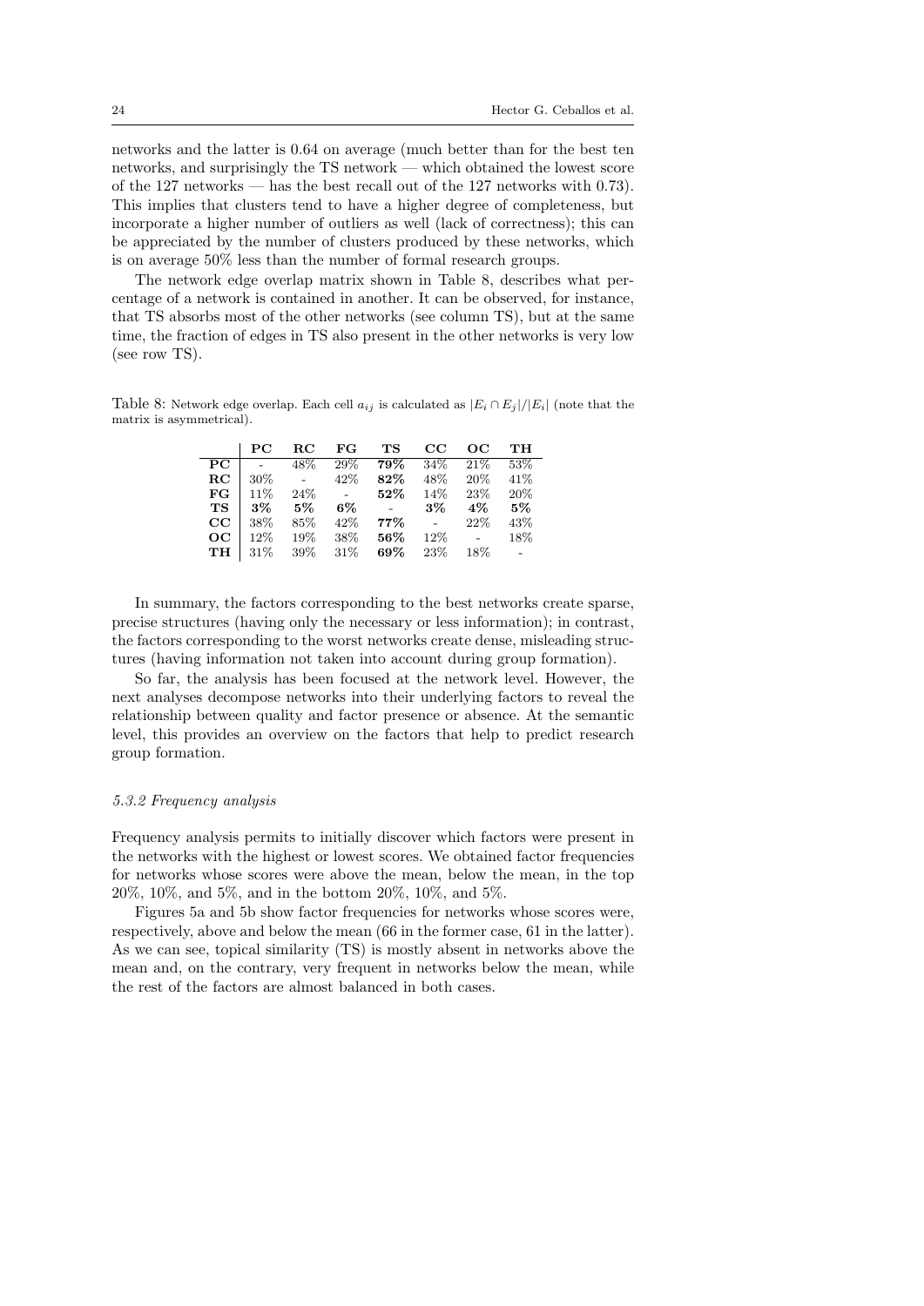networks and the latter is 0.64 on average (much better than for the best ten networks, and surprisingly the TS network — which obtained the lowest score of the 127 networks — has the best recall out of the 127 networks with 0.73). This implies that clusters tend to have a higher degree of completeness, but incorporate a higher number of outliers as well (lack of correctness); this can be appreciated by the number of clusters produced by these networks, which is on average 50% less than the number of formal research groups.

The network edge overlap matrix shown in Table 8, describes what percentage of a network is contained in another. It can be observed, for instance, that TS absorbs most of the other networks (see column TS), but at the same time, the fraction of edges in TS also present in the other networks is very low (see row TS).

Table 8: Network edge overlap. Each cell $a_{ij}$ is calculated as $|E_i \cap E_j|/|E_i|$ (note that the matrix is asymmetrical).

| | **PC** | **RC** | **FG** | **TS** | **CC** | **OC** | **TH** |
|---|---|---|---|---|---|---|---|
| **PC** | - | 48% | 29% | **79%** | 34% | 21% | 53% |
| **RC** | 30% | - | 42% | **82%** | 48% | 20% | 41% |
| **FG** | 11% | 24% | - | **52%** | 14% | 23% | 20% |
| **TS** | **3%** | **5%** | **6%** | - | **3%** | **4%** | **5%** |
| **CC** | 38% | 85% | 42% | **77%** | - | 22% | 43% |
| **OC** | 12% | 19% | 38% | **56%** | 12% | - | 18% |
| **TH** | 31% | 39% | 31% | **69%** | 23% | 18% | - |

In summary, the factors corresponding to the best networks create sparse, precise structures (having only the necessary or less information); in contrast, the factors corresponding to the worst networks create dense, misleading structures (having information not taken into account during group formation).

So far, the analysis has been focused at the network level. However, the next analyses decompose networks into their underlying factors to reveal the relationship between quality and factor presence or absence. At the semantic level, this provides an overview on the factors that help to predict research group formation.

### *5.3.2 Frequency analysis*

Frequency analysis permits to initially discover which factors were present in the networks with the highest or lowest scores. We obtained factor frequencies for networks whose scores were above the mean, below the mean, in the top 20%, 10%, and 5%, and in the bottom 20%, 10%, and 5%.

Figures 5a and 5b show factor frequencies for networks whose scores were, respectively, above and below the mean (66 in the former case, 61 in the latter). As we can see, topical similarity (TS) is mostly absent in networks above the mean and, on the contrary, very frequent in networks below the mean, while the rest of the factors are almost balanced in both cases.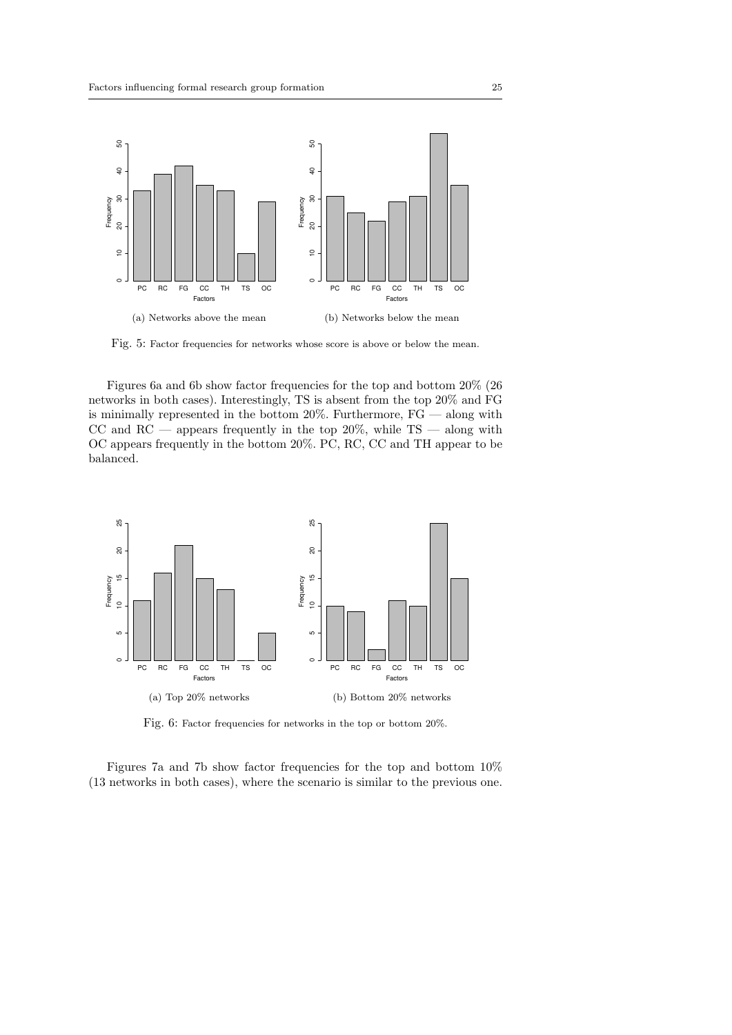(a) Networks above the mean

(b) Networks below the mean

Fig. 5: Factor frequencies for networks whose score is above or below the mean.

Figures 6a and 6b show factor frequencies for the top and bottom 20% (26 networks in both cases). Interestingly, TS is absent from the top 20% and FG is minimally represented in the bottom 20%. Furthermore, FG — along with CC and RC — appears frequently in the top 20%, while TS — along with OC appears frequently in the bottom 20%. PC, RC, CC and TH appear to be balanced.

(a) Top 20% networks

(b) Bottom 20% networks

Fig. 6: Factor frequencies for networks in the top or bottom 20%.

Figures 7a and 7b show factor frequencies for the top and bottom 10% (13 networks in both cases), where the scenario is similar to the previous one.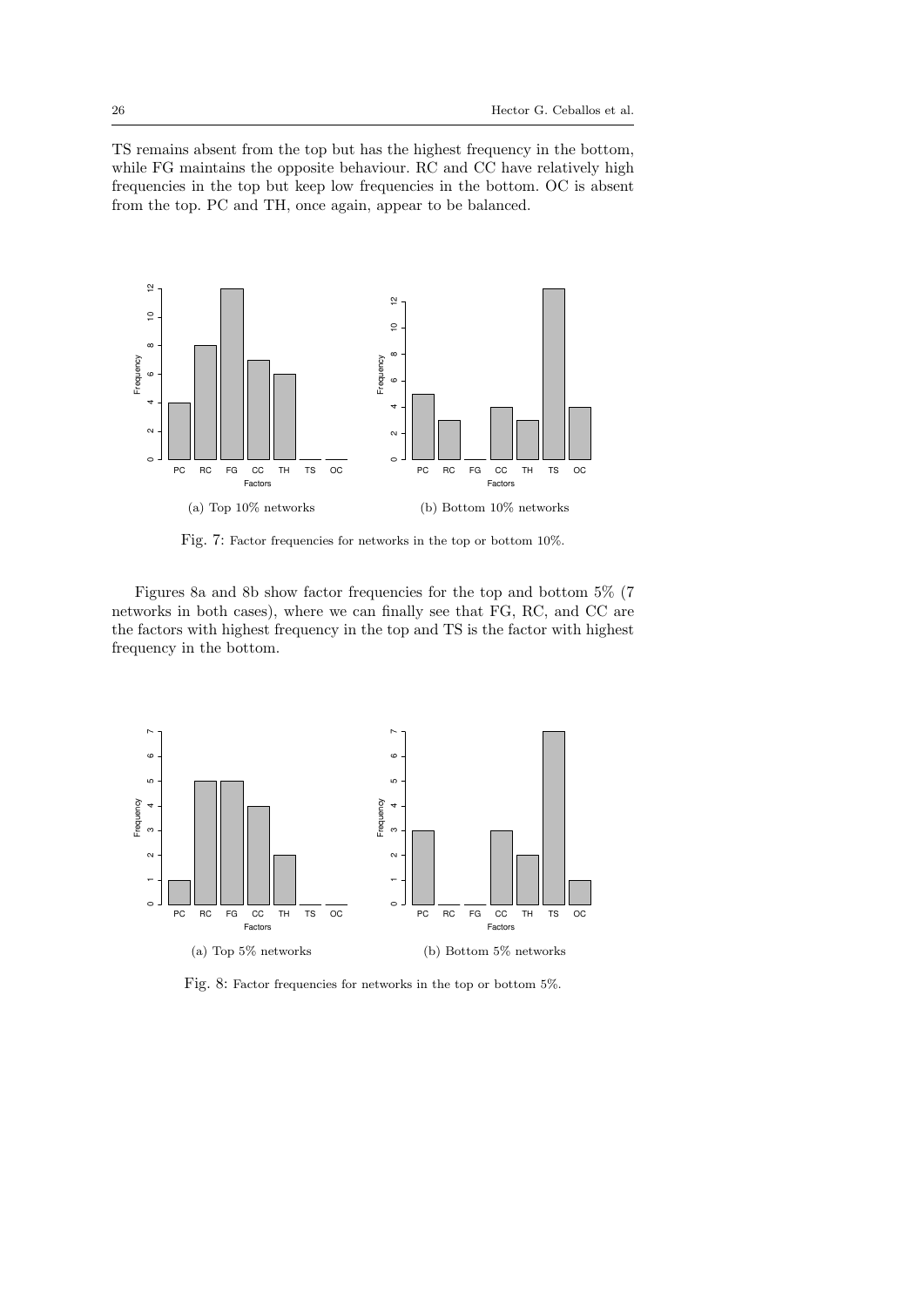TS remains absent from the top but has the highest frequency in the bottom, while FG maintains the opposite behaviour. RC and CC have relatively high frequencies in the top but keep low frequencies in the bottom. OC is absent from the top. PC and TH, once again, appear to be balanced.

(a) Top 10% networks

(b) Bottom 10% networks

Fig. 7: Factor frequencies for networks in the top or bottom 10%.

Figures 8a and 8b show factor frequencies for the top and bottom 5% (7 networks in both cases), where we can finally see that FG, RC, and CC are the factors with highest frequency in the top and TS is the factor with highest frequency in the bottom.

(a) Top 5% networks

(b) Bottom 5% networks

Fig. 8: Factor frequencies for networks in the top or bottom 5%.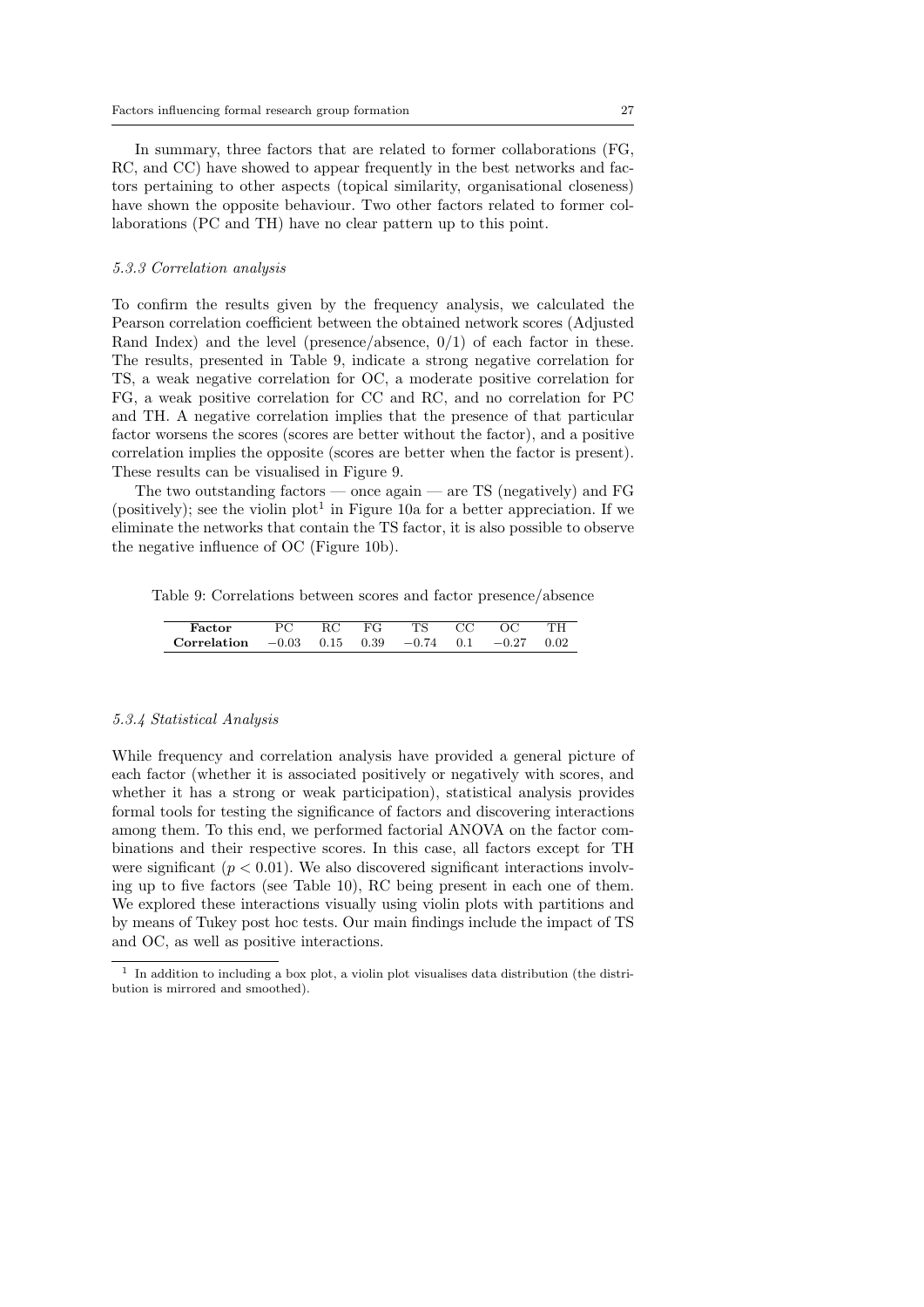In summary, three factors that are related to former collaborations (FG, RC, and CC) have showed to appear frequently in the best networks and factors pertaining to other aspects (topical similarity, organisational closeness) have shown the opposite behaviour. Two other factors related to former collaborations (PC and TH) have no clear pattern up to this point.

#### *5.3.3 Correlation analysis*

To confirm the results given by the frequency analysis, we calculated the Pearson correlation coefficient between the obtained network scores (Adjusted Rand Index) and the level (presence/absence, 0/1) of each factor in these. The results, presented in Table 9, indicate a strong negative correlation for TS, a weak negative correlation for OC, a moderate positive correlation for FG, a weak positive correlation for CC and RC, and no correlation for PC and TH. A negative correlation implies that the presence of that particular factor worsens the scores (scores are better without the factor), and a positive correlation implies the opposite (scores are better when the factor is present). These results can be visualised in Figure 9.

The two outstanding factors — once again — are TS (negatively) and FG (positively); see the violin plot[1] in Figure 10a for a better appreciation. If we eliminate the networks that contain the TS factor, it is also possible to observe the negative influence of OC (Figure 10b).

Table 9: Correlations between scores and factor presence/absence

| **Factor** | PC | RC | FG | TS | CC | OC | TH |
|---|---|---|---|---|---|---|---|
| **Correlation** | $-0.03$ | 0.15 | 0.39 | $-0.74$ | 0.1 | $-0.27$ | 0.02 |

#### *5.3.4 Statistical Analysis*

While frequency and correlation analysis have provided a general picture of each factor (whether it is associated positively or negatively with scores, and whether it has a strong or weak participation), statistical analysis provides formal tools for testing the significance of factors and discovering interactions among them. To this end, we performed factorial ANOVA on the factor combinations and their respective scores. In this case, all factors except for TH were significant ($p < 0.01$). We also discovered significant interactions involving up to five factors (see Table 10), RC being present in each one of them. We explored these interactions visually using violin plots with partitions and by means of Tukey post hoc tests. Our main findings include the impact of TS and OC, as well as positive interactions.

[1] In addition to including a box plot, a violin plot visualises data distribution (the distribution is mirrored and smoothed).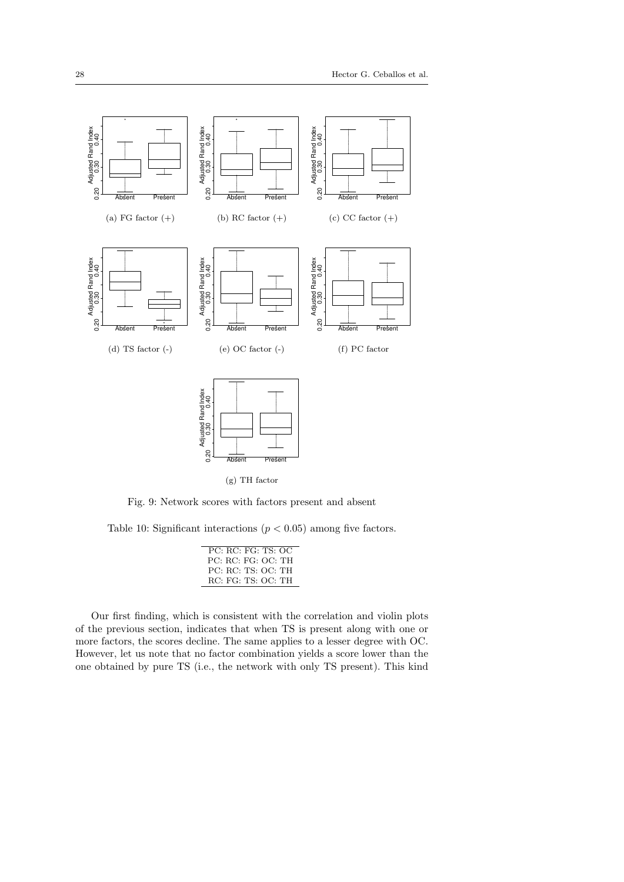(a) FG factor (+)

(b) RC factor (+)

(c) CC factor (+)

(d) TS factor (-)

(e) OC factor (-)

(f) PC factor

(g) TH factor

Fig. 9: Network scores with factors present and absent

Table 10: Significant interactions ($p < 0.05$) among five factors.

| |
|---|
| PC: RC: FG: TS: OC |
| PC: RC: FG: OC: TH |
| PC: RC: TS: OC: TH |
| RC: FG: TS: OC: TH |

Our first finding, which is consistent with the correlation and violin plots of the previous section, indicates that when TS is present along with one or more factors, the scores decline. The same applies to a lesser degree with OC. However, let us note that no factor combination yields a score lower than the one obtained by pure TS (i.e., the network with only TS present). This kind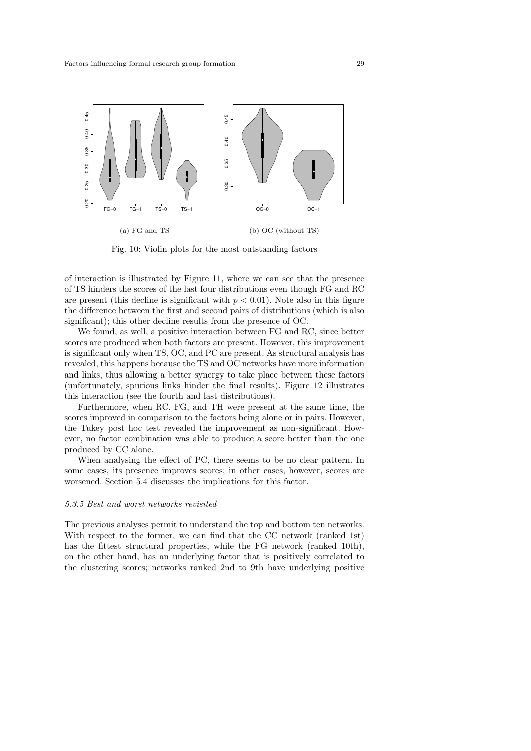(a) FG and TS

(b) OC (without TS)

Fig. 10: Violin plots for the most outstanding factors

of interaction is illustrated by Figure 11, where we can see that the presence of TS hinders the scores of the last four distributions even though FG and RC are present (this decline is significant with $p < 0.01$). Note also in this figure the difference between the first and second pairs of distributions (which is also significant); this other decline results from the presence of OC.

We found, as well, a positive interaction between FG and RC, since better scores are produced when both factors are present. However, this improvement is significant only when TS, OC, and PC are present. As structural analysis has revealed, this happens because the TS and OC networks have more information and links, thus allowing a better synergy to take place between these factors (unfortunately, spurious links hinder the final results). Figure 12 illustrates this interaction (see the fourth and last distributions).

Furthermore, when RC, FG, and TH were present at the same time, the scores improved in comparison to the factors being alone or in pairs. However, the Tukey post hoc test revealed the improvement as non-significant. However, no factor combination was able to produce a score better than the one produced by CC alone.

When analysing the effect of PC, there seems to be no clear pattern. In some cases, its presence improves scores; in other cases, however, scores are worsened. Section 5.4 discusses the implications for this factor.

#### *5.3.5 Best and worst networks revisited*

The previous analyses permit to understand the top and bottom ten networks. With respect to the former, we can find that the CC network (ranked 1st) has the fittest structural properties, while the FG network (ranked 10th), on the other hand, has an underlying factor that is positively correlated to the clustering scores; networks ranked 2nd to 9th have underlying positive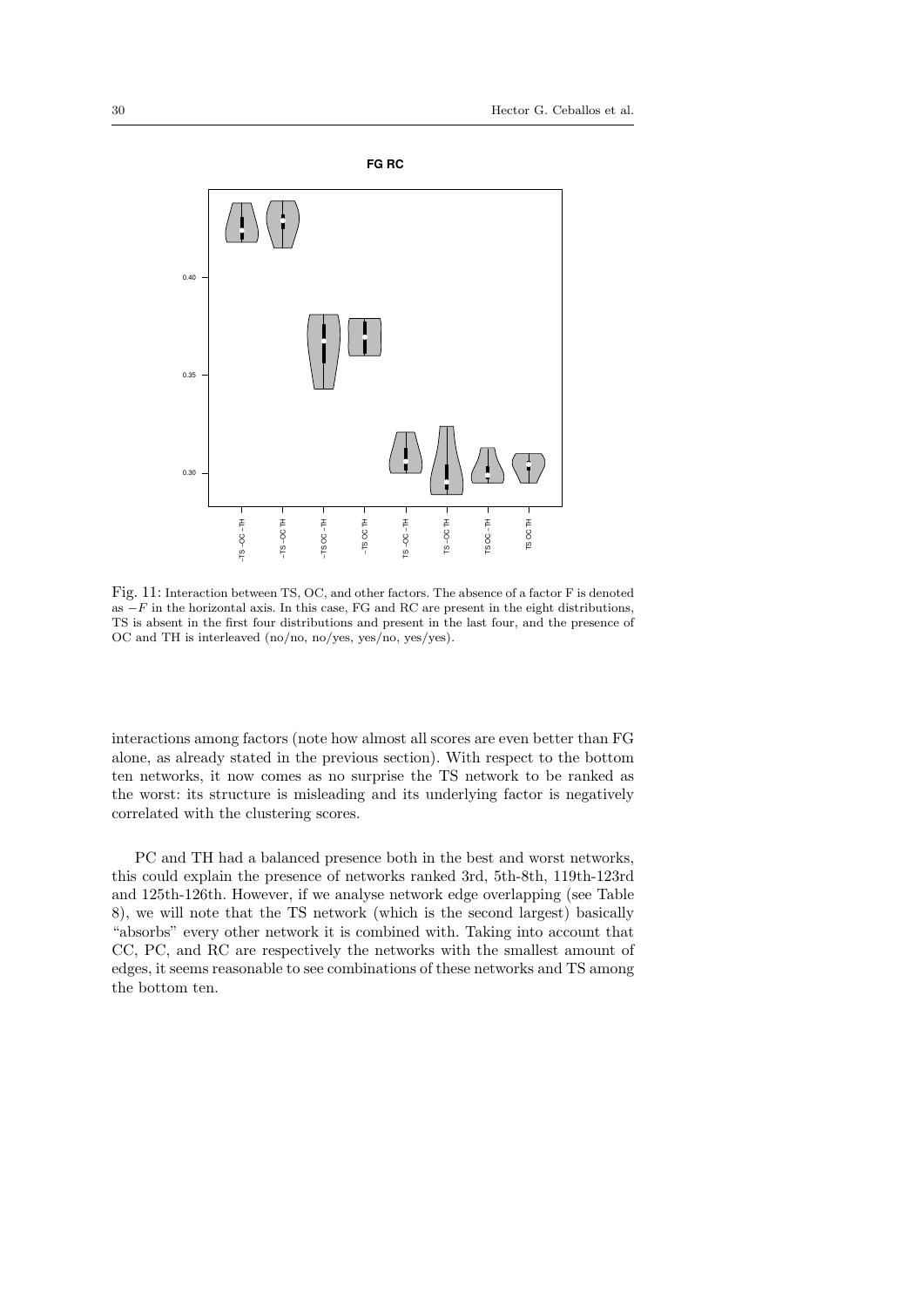Fig. 11: Interaction between TS, OC, and other factors. The absence of a factor F is denoted as $-F$ in the horizontal axis. In this case, FG and RC are present in the eight distributions, TS is absent in the first four distributions and present in the last four, and the presence of OC and TH is interleaved (no/no, no/yes, yes/no, yes/yes).

interactions among factors (note how almost all scores are even better than FG alone, as already stated in the previous section). With respect to the bottom ten networks, it now comes as no surprise the TS network to be ranked as the worst: its structure is misleading and its underlying factor is negatively correlated with the clustering scores.

PC and TH had a balanced presence both in the best and worst networks, this could explain the presence of networks ranked 3rd, 5th-8th, 119th-123rd and 125th-126th. However, if we analyse network edge overlapping (see Table 8), we will note that the TS network (which is the second largest) basically "absorbs" every other network it is combined with. Taking into account that CC, PC, and RC are respectively the networks with the smallest amount of edges, it seems reasonable to see combinations of these networks and TS among the bottom ten.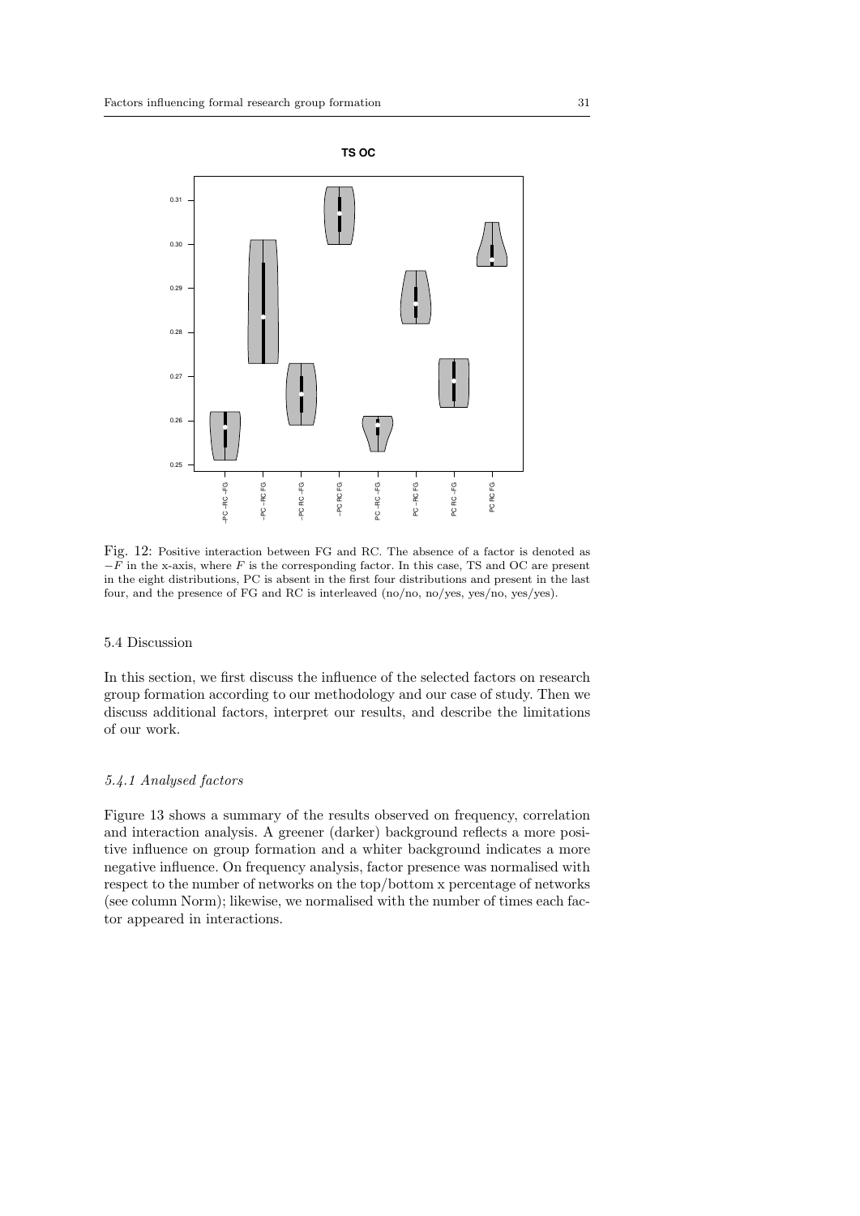Fig. 12: Positive interaction between FG and RC. The absence of a factor is denoted as $-F$ in the x-axis, where $F$ is the corresponding factor. In this case, TS and OC are present in the eight distributions, PC is absent in the first four distributions and present in the last four, and the presence of FG and RC is interleaved (no/no, no/yes, yes/no, yes/yes).

### 5.4 Discussion

In this section, we first discuss the influence of the selected factors on research group formation according to our methodology and our case of study. Then we discuss additional factors, interpret our results, and describe the limitations of our work.

#### *5.4.1 Analysed factors*

Figure 13 shows a summary of the results observed on frequency, correlation and interaction analysis. A greener (darker) background reflects a more positive influence on group formation and a whiter background indicates a more negative influence. On frequency analysis, factor presence was normalised with respect to the number of networks on the top/bottom x percentage of networks (see column Norm); likewise, we normalised with the number of times each factor appeared in interactions.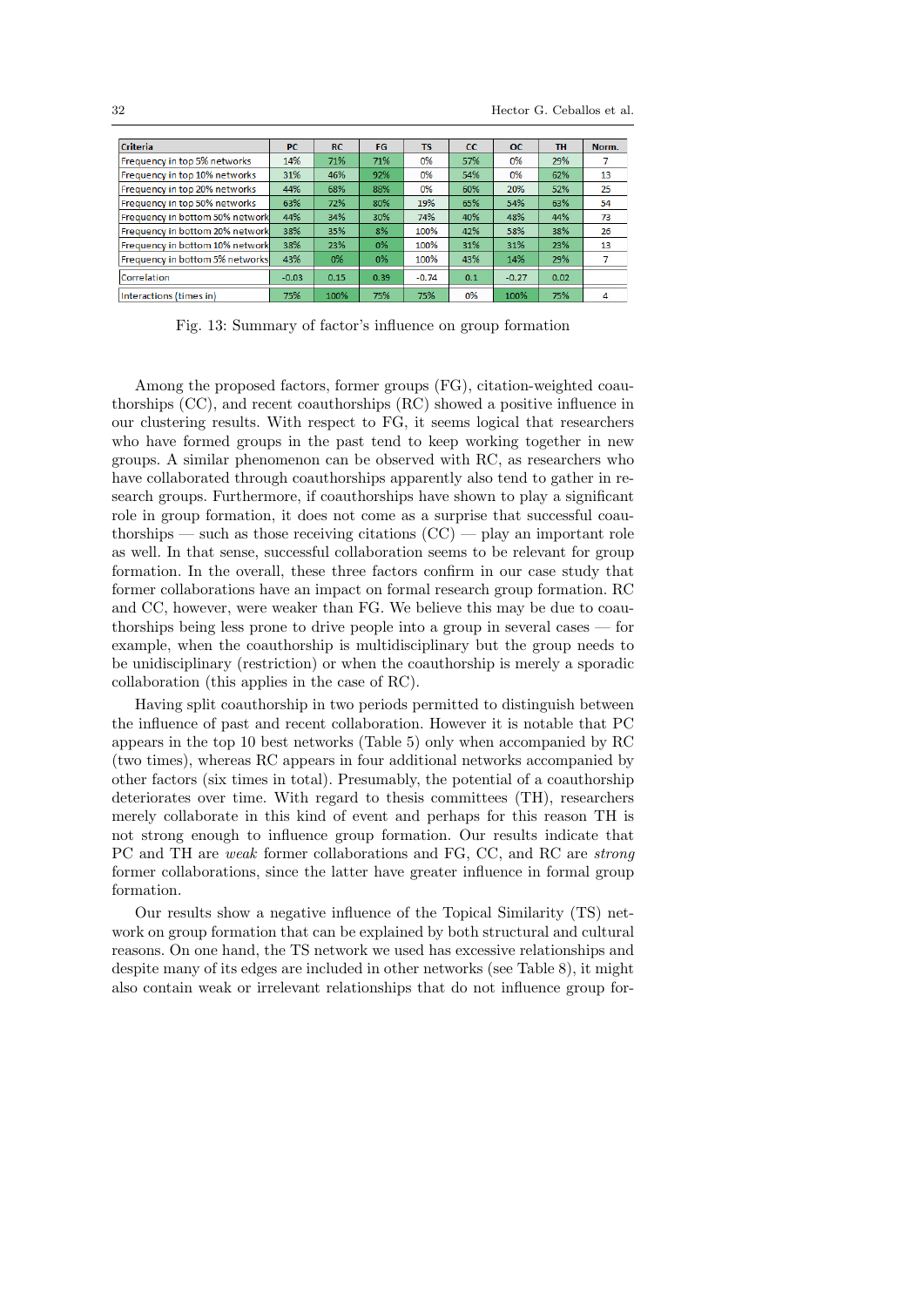| Criteria | PC | RC | FG | TS | CC | OC | TH | Norm. |
|---|---|---|---|---|---|---|---|---|
| Frequency in top 5% networks | 14% | 71% | 71% | 0% | 57% | 0% | 29% | 7 |
| Frequency in top 10% networks | 31% | 46% | 92% | 0% | 54% | 0% | 62% | 13 |
| Frequency in top 20% networks | 44% | 68% | 88% | 0% | 60% | 20% | 52% | 25 |
| Frequency in top 50% networks | 63% | 72% | 80% | 19% | 65% | 54% | 63% | 54 |
| Frequency in bottom 50% network | 44% | 34% | 30% | 74% | 40% | 48% | 44% | 73 |
| Frequency in bottom 20% network | 38% | 35% | 8% | 100% | 42% | 58% | 38% | 26 |
| Frequency in bottom 10% network | 38% | 23% | 0% | 100% | 31% | 31% | 23% | 13 |
| Frequency in bottom 5% networks | 43% | 0% | 0% | 100% | 43% | 14% | 29% | 7 |
| Correlation | -0.03 | 0.15 | 0.39 | -0.74 | 0.1 | -0.27 | 0.02 | |
| Interactions (times in) | 75% | 100% | 75% | 75% | 0% | 100% | 75% | 4 |

Fig. 13: Summary of factor's influence on group formation

Among the proposed factors, former groups (FG), citation-weighted coauthorships (CC), and recent coauthorships (RC) showed a positive influence in our clustering results. With respect to FG, it seems logical that researchers who have formed groups in the past tend to keep working together in new groups. A similar phenomenon can be observed with RC, as researchers who have collaborated through coauthorships apparently also tend to gather in research groups. Furthermore, if coauthorships have shown to play a significant role in group formation, it does not come as a surprise that successful coauthorships — such as those receiving citations (CC) — play an important role as well. In that sense, successful collaboration seems to be relevant for group formation. In the overall, these three factors confirm in our case study that former collaborations have an impact on formal research group formation. RC and CC, however, were weaker than FG. We believe this may be due to coauthorships being less prone to drive people into a group in several cases — for example, when the coauthorship is multidisciplinary but the group needs to be unidisciplinary (restriction) or when the coauthorship is merely a sporadic collaboration (this applies in the case of RC).

Having split coauthorship in two periods permitted to distinguish between the influence of past and recent collaboration. However it is notable that PC appears in the top 10 best networks (Table 5) only when accompanied by RC (two times), whereas RC appears in four additional networks accompanied by other factors (six times in total). Presumably, the potential of a coauthorship deteriorates over time. With regard to thesis committees (TH), researchers merely collaborate in this kind of event and perhaps for this reason TH is not strong enough to influence group formation. Our results indicate that PC and TH are *weak* former collaborations and FG, CC, and RC are *strong* former collaborations, since the latter have greater influence in formal group formation.

Our results show a negative influence of the Topical Similarity (TS) network on group formation that can be explained by both structural and cultural reasons. On one hand, the TS network we used has excessive relationships and despite many of its edges are included in other networks (see Table 8), it might also contain weak or irrelevant relationships that do not influence group for-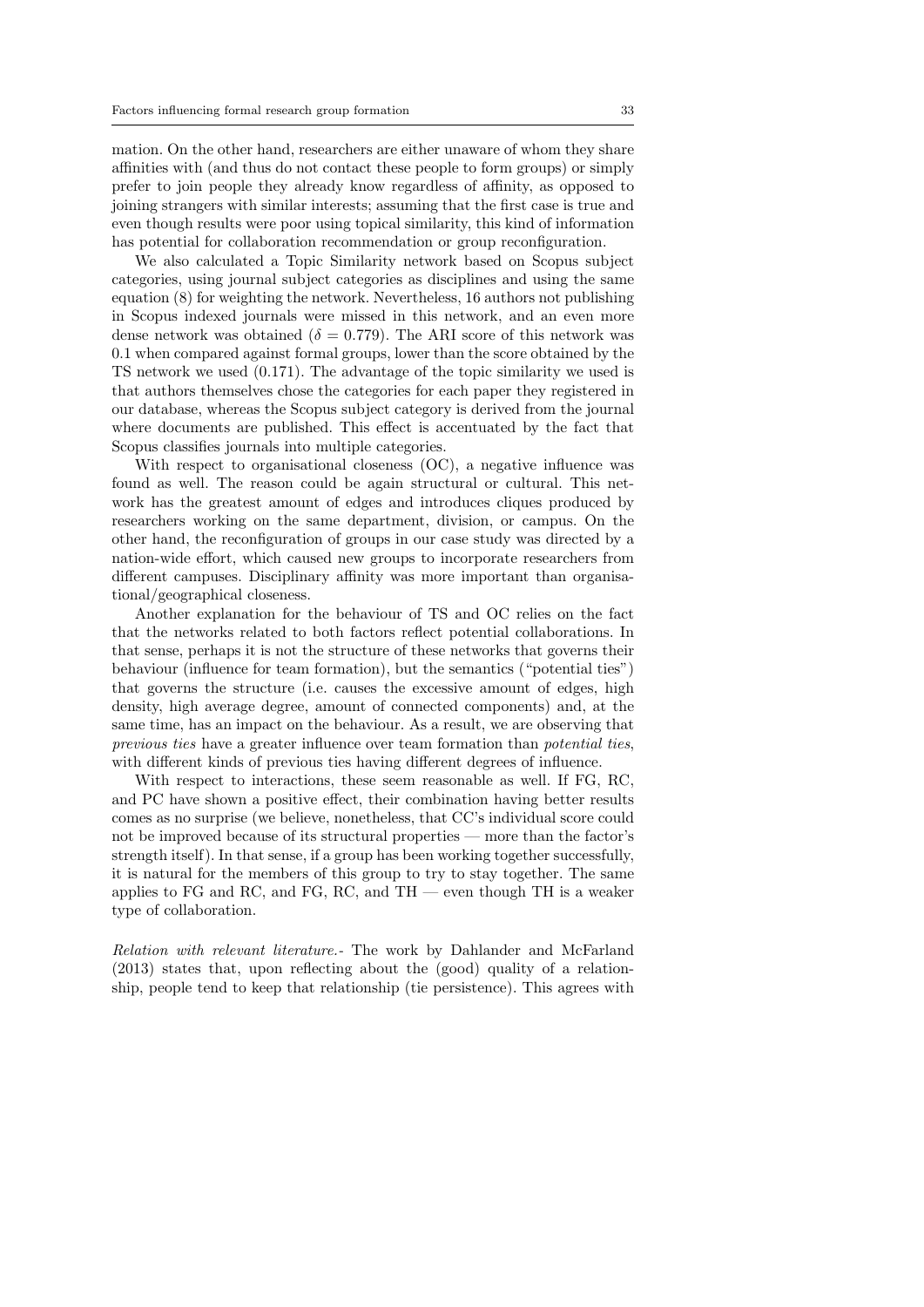mation. On the other hand, researchers are either unaware of whom they share affinities with (and thus do not contact these people to form groups) or simply prefer to join people they already know regardless of affinity, as opposed to joining strangers with similar interests; assuming that the first case is true and even though results were poor using topical similarity, this kind of information has potential for collaboration recommendation or group reconfiguration.

We also calculated a Topic Similarity network based on Scopus subject categories, using journal subject categories as disciplines and using the same equation (8) for weighting the network. Nevertheless, 16 authors not publishing in Scopus indexed journals were missed in this network, and an even more dense network was obtained ($\delta = 0.779$). The ARI score of this network was 0.1 when compared against formal groups, lower than the score obtained by the TS network we used (0.171). The advantage of the topic similarity we used is that authors themselves chose the categories for each paper they registered in our database, whereas the Scopus subject category is derived from the journal where documents are published. This effect is accentuated by the fact that Scopus classifies journals into multiple categories.

With respect to organisational closeness (OC), a negative influence was found as well. The reason could be again structural or cultural. This network has the greatest amount of edges and introduces cliques produced by researchers working on the same department, division, or campus. On the other hand, the reconfiguration of groups in our case study was directed by a nation-wide effort, which caused new groups to incorporate researchers from different campuses. Disciplinary affinity was more important than organisational/geographical closeness.

Another explanation for the behaviour of TS and OC relies on the fact that the networks related to both factors reflect potential collaborations. In that sense, perhaps it is not the structure of these networks that governs their behaviour (influence for team formation), but the semantics ("potential ties") that governs the structure (i.e. causes the excessive amount of edges, high density, high average degree, amount of connected components) and, at the same time, has an impact on the behaviour. As a result, we are observing that *previous ties* have a greater influence over team formation than *potential ties*, with different kinds of previous ties having different degrees of influence.

With respect to interactions, these seem reasonable as well. If FG, RC, and PC have shown a positive effect, their combination having better results comes as no surprise (we believe, nonetheless, that CC's individual score could not be improved because of its structural properties — more than the factor's strength itself). In that sense, if a group has been working together successfully, it is natural for the members of this group to try to stay together. The same applies to FG and RC, and FG, RC, and TH — even though TH is a weaker type of collaboration.

*Relation with relevant literature.-* The work by Dahlander and McFarland (2013) states that, upon reflecting about the (good) quality of a relationship, people tend to keep that relationship (tie persistence). This agrees with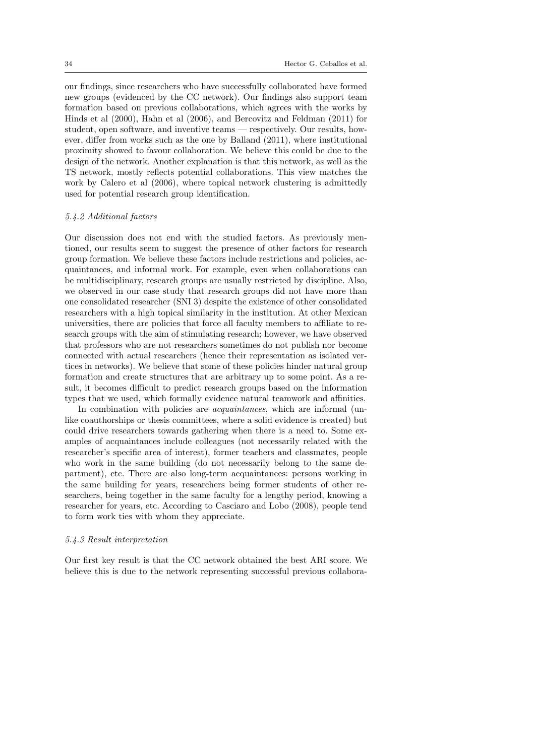our findings, since researchers who have successfully collaborated have formed new groups (evidenced by the CC network). Our findings also support team formation based on previous collaborations, which agrees with the works by Hinds et al (2000), Hahn et al (2006), and Bercovitz and Feldman (2011) for student, open software, and inventive teams — respectively. Our results, however, differ from works such as the one by Balland (2011), where institutional proximity showed to favour collaboration. We believe this could be due to the design of the network. Another explanation is that this network, as well as the TS network, mostly reflects potential collaborations. This view matches the work by Calero et al (2006), where topical network clustering is admittedly used for potential research group identification.

#### *5.4.2 Additional factors*

Our discussion does not end with the studied factors. As previously mentioned, our results seem to suggest the presence of other factors for research group formation. We believe these factors include restrictions and policies, acquaintances, and informal work. For example, even when collaborations can be multidisciplinary, research groups are usually restricted by discipline. Also, we observed in our case study that research groups did not have more than one consolidated researcher (SNI 3) despite the existence of other consolidated researchers with a high topical similarity in the institution. At other Mexican universities, there are policies that force all faculty members to affiliate to research groups with the aim of stimulating research; however, we have observed that professors who are not researchers sometimes do not publish nor become connected with actual researchers (hence their representation as isolated vertices in networks). We believe that some of these policies hinder natural group formation and create structures that are arbitrary up to some point. As a result, it becomes difficult to predict research groups based on the information types that we used, which formally evidence natural teamwork and affinities.

In combination with policies are *acquaintances*, which are informal (unlike coauthorships or thesis committees, where a solid evidence is created) but could drive researchers towards gathering when there is a need to. Some examples of acquaintances include colleagues (not necessarily related with the researcher's specific area of interest), former teachers and classmates, people who work in the same building (do not necessarily belong to the same department), etc. There are also long-term acquaintances: persons working in the same building for years, researchers being former students of other researchers, being together in the same faculty for a lengthy period, knowing a researcher for years, etc. According to Casciaro and Lobo (2008), people tend to form work ties with whom they appreciate.

#### *5.4.3 Result interpretation*

Our first key result is that the CC network obtained the best ARI score. We believe this is due to the network representing successful previous collabora-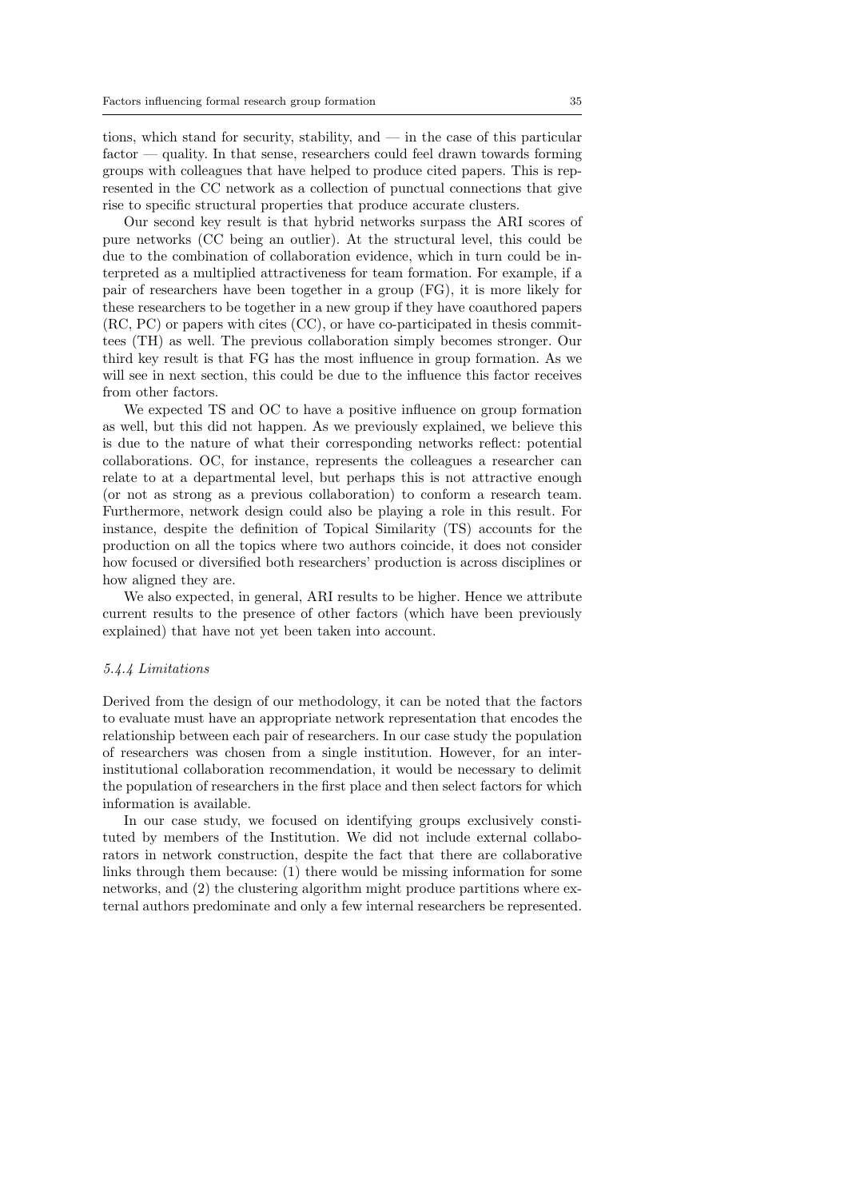tions, which stand for security, stability, and — in the case of this particular factor — quality. In that sense, researchers could feel drawn towards forming groups with colleagues that have helped to produce cited papers. This is represented in the CC network as a collection of punctual connections that give rise to specific structural properties that produce accurate clusters.

Our second key result is that hybrid networks surpass the ARI scores of pure networks (CC being an outlier). At the structural level, this could be due to the combination of collaboration evidence, which in turn could be interpreted as a multiplied attractiveness for team formation. For example, if a pair of researchers have been together in a group (FG), it is more likely for these researchers to be together in a new group if they have coauthored papers (RC, PC) or papers with cites (CC), or have co-participated in thesis committees (TH) as well. The previous collaboration simply becomes stronger. Our third key result is that FG has the most influence in group formation. As we will see in next section, this could be due to the influence this factor receives from other factors.

We expected TS and OC to have a positive influence on group formation as well, but this did not happen. As we previously explained, we believe this is due to the nature of what their corresponding networks reflect: potential collaborations. OC, for instance, represents the colleagues a researcher can relate to at a departmental level, but perhaps this is not attractive enough (or not as strong as a previous collaboration) to conform a research team. Furthermore, network design could also be playing a role in this result. For instance, despite the definition of Topical Similarity (TS) accounts for the production on all the topics where two authors coincide, it does not consider how focused or diversified both researchers' production is across disciplines or how aligned they are.

We also expected, in general, ARI results to be higher. Hence we attribute current results to the presence of other factors (which have been previously explained) that have not yet been taken into account.

#### *5.4.4 Limitations*

Derived from the design of our methodology, it can be noted that the factors to evaluate must have an appropriate network representation that encodes the relationship between each pair of researchers. In our case study the population of researchers was chosen from a single institution. However, for an inter-institutional collaboration recommendation, it would be necessary to delimit the population of researchers in the first place and then select factors for which information is available.

In our case study, we focused on identifying groups exclusively constituted by members of the Institution. We did not include external collaborators in network construction, despite the fact that there are collaborative links through them because: (1) there would be missing information for some networks, and (2) the clustering algorithm might produce partitions where external authors predominate and only a few internal researchers be represented.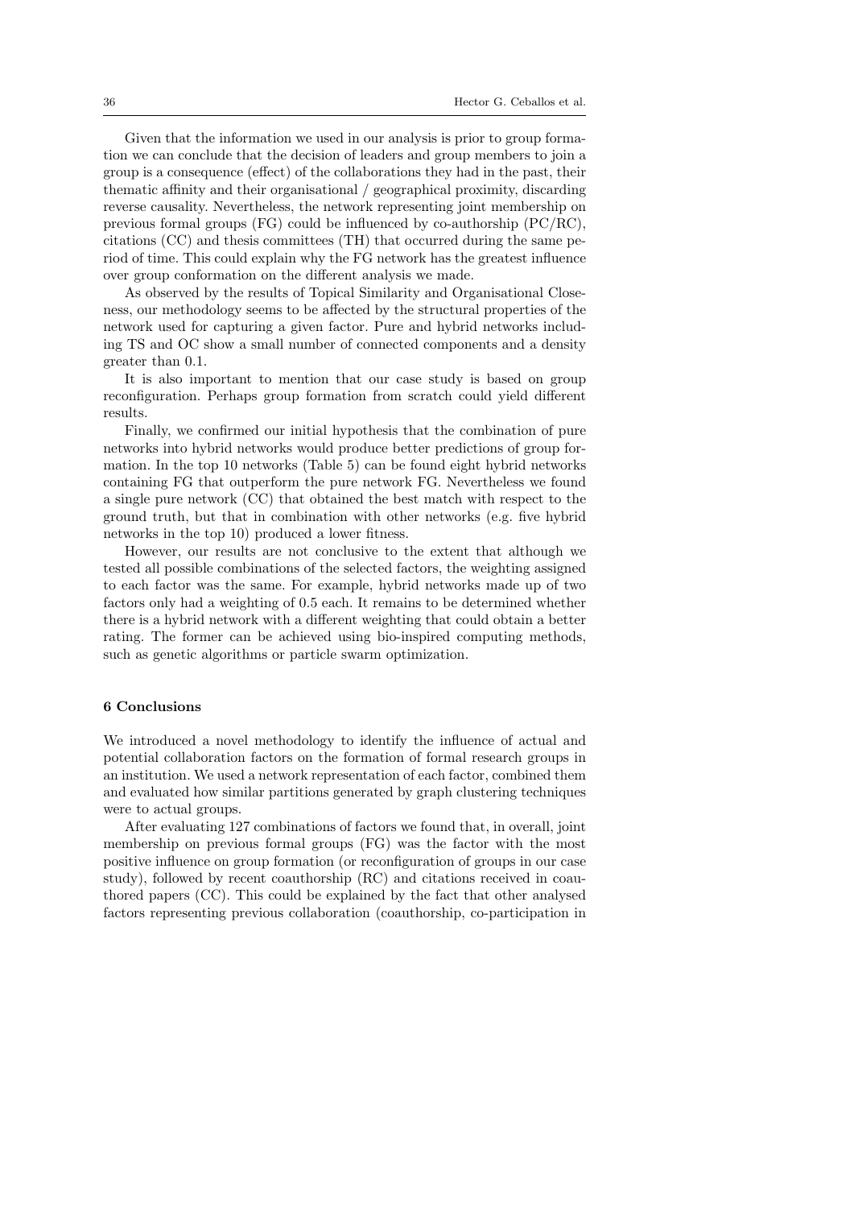Given that the information we used in our analysis is prior to group formation we can conclude that the decision of leaders and group members to join a group is a consequence (effect) of the collaborations they had in the past, their thematic affinity and their organisational / geographical proximity, discarding reverse causality. Nevertheless, the network representing joint membership on previous formal groups (FG) could be influenced by co-authorship (PC/RC), citations (CC) and thesis committees (TH) that occurred during the same period of time. This could explain why the FG network has the greatest influence over group conformation on the different analysis we made.

As observed by the results of Topical Similarity and Organisational Closeness, our methodology seems to be affected by the structural properties of the network used for capturing a given factor. Pure and hybrid networks including TS and OC show a small number of connected components and a density greater than 0.1.

It is also important to mention that our case study is based on group reconfiguration. Perhaps group formation from scratch could yield different results.

Finally, we confirmed our initial hypothesis that the combination of pure networks into hybrid networks would produce better predictions of group formation. In the top 10 networks (Table 5) can be found eight hybrid networks containing FG that outperform the pure network FG. Nevertheless we found a single pure network (CC) that obtained the best match with respect to the ground truth, but that in combination with other networks (e.g. five hybrid networks in the top 10) produced a lower fitness.

However, our results are not conclusive to the extent that although we tested all possible combinations of the selected factors, the weighting assigned to each factor was the same. For example, hybrid networks made up of two factors only had a weighting of 0.5 each. It remains to be determined whether there is a hybrid network with a different weighting that could obtain a better rating. The former can be achieved using bio-inspired computing methods, such as genetic algorithms or particle swarm optimization.

## 6 Conclusions

We introduced a novel methodology to identify the influence of actual and potential collaboration factors on the formation of formal research groups in an institution. We used a network representation of each factor, combined them and evaluated how similar partitions generated by graph clustering techniques were to actual groups.

After evaluating 127 combinations of factors we found that, in overall, joint membership on previous formal groups (FG) was the factor with the most positive influence on group formation (or reconfiguration of groups in our case study), followed by recent coauthorship (RC) and citations received in coauthored papers (CC). This could be explained by the fact that other analysed factors representing previous collaboration (coauthorship, co-participation in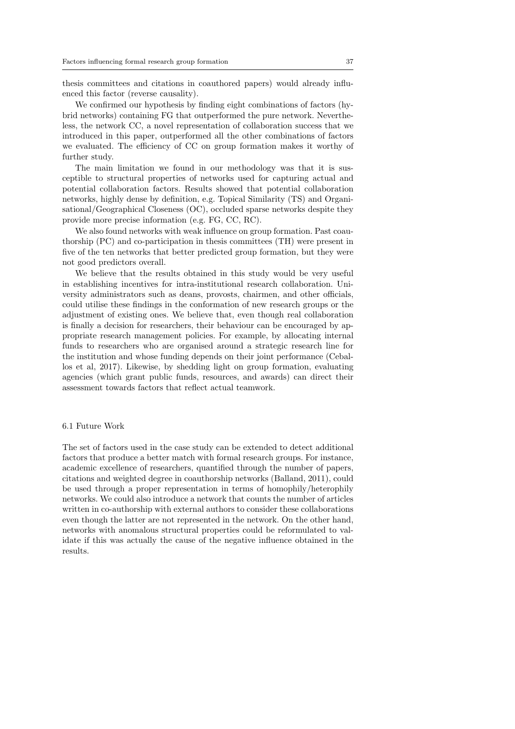thesis committees and citations in coauthored papers) would already influenced this factor (reverse causality).

We confirmed our hypothesis by finding eight combinations of factors (hybrid networks) containing FG that outperformed the pure network. Nevertheless, the network CC, a novel representation of collaboration success that we introduced in this paper, outperformed all the other combinations of factors we evaluated. The efficiency of CC on group formation makes it worthy of further study.

The main limitation we found in our methodology was that it is susceptible to structural properties of networks used for capturing actual and potential collaboration factors. Results showed that potential collaboration networks, highly dense by definition, e.g. Topical Similarity (TS) and Organisational/Geographical Closeness (OC), occluded sparse networks despite they provide more precise information (e.g. FG, CC, RC).

We also found networks with weak influence on group formation. Past coauthorship (PC) and co-participation in thesis committees (TH) were present in five of the ten networks that better predicted group formation, but they were not good predictors overall.

We believe that the results obtained in this study would be very useful in establishing incentives for intra-institutional research collaboration. University administrators such as deans, provosts, chairmen, and other officials, could utilise these findings in the conformation of new research groups or the adjustment of existing ones. We believe that, even though real collaboration is finally a decision for researchers, their behaviour can be encouraged by appropriate research management policies. For example, by allocating internal funds to researchers who are organised around a strategic research line for the institution and whose funding depends on their joint performance (Ceballos et al, 2017). Likewise, by shedding light on group formation, evaluating agencies (which grant public funds, resources, and awards) can direct their assessment towards factors that reflect actual teamwork.

### 6.1 Future Work

The set of factors used in the case study can be extended to detect additional factors that produce a better match with formal research groups. For instance, academic excellence of researchers, quantified through the number of papers, citations and weighted degree in coauthorship networks (Balland, 2011), could be used through a proper representation in terms of homophily/heterophily networks. We could also introduce a network that counts the number of articles written in co-authorship with external authors to consider these collaborations even though the latter are not represented in the network. On the other hand, networks with anomalous structural properties could be reformulated to validate if this was actually the cause of the negative influence obtained in the results.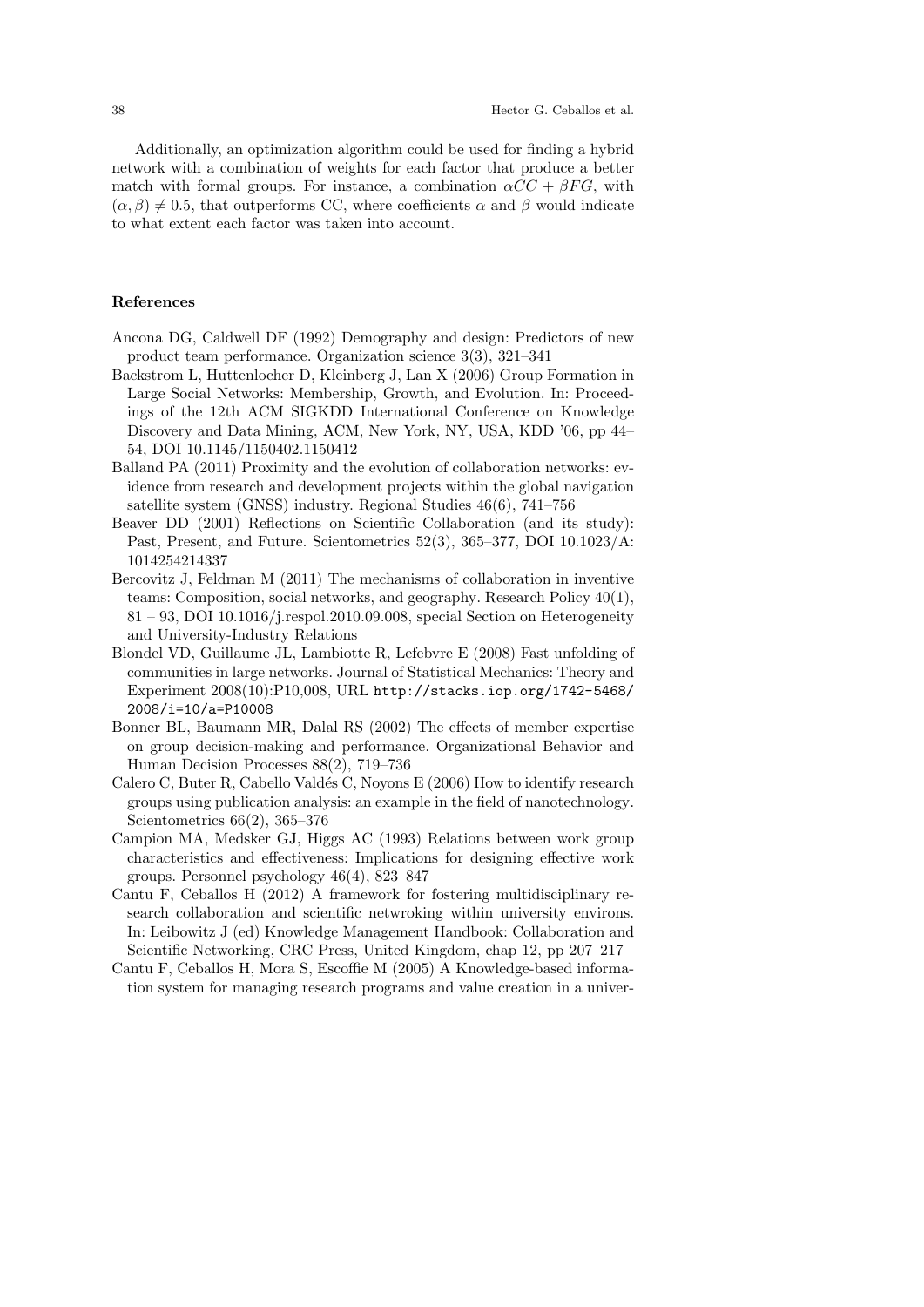Additionally, an optimization algorithm could be used for finding a hybrid network with a combination of weights for each factor that produce a better match with formal groups. For instance, a combination $\alpha CC + \beta FG$, with $(\alpha, \beta) \neq 0.5$, that outperforms CC, where coefficients $\alpha$ and $\beta$ would indicate to what extent each factor was taken into account.

## References

Ancona DG, Caldwell DF (1992) Demography and design: Predictors of new product team performance. Organization science 3(3), 321–341

Backstrom L, Huttenlocher D, Kleinberg J, Lan X (2006) Group Formation in Large Social Networks: Membership, Growth, and Evolution. In: Proceedings of the 12th ACM SIGKDD International Conference on Knowledge Discovery and Data Mining, ACM, New York, NY, USA, KDD '06, pp 44–54, DOI 10.1145/1150402.1150412

Balland PA (2011) Proximity and the evolution of collaboration networks: evidence from research and development projects within the global navigation satellite system (GNSS) industry. Regional Studies 46(6), 741–756

Beaver DD (2001) Reflections on Scientific Collaboration (and its study): Past, Present, and Future. Scientometrics 52(3), 365–377, DOI 10.1023/A:1014254214337

Bercovitz J, Feldman M (2011) The mechanisms of collaboration in inventive teams: Composition, social networks, and geography. Research Policy 40(1), 81 – 93, DOI 10.1016/j.respol.2010.09.008, special Section on Heterogeneity and University-Industry Relations

Blondel VD, Guillaume JL, Lambiotte R, Lefebvre E (2008) Fast unfolding of communities in large networks. Journal of Statistical Mechanics: Theory and Experiment 2008(10):P10,008, URL http://stacks.iop.org/1742-5468/2008/i=10/a=P10008

Bonner BL, Baumann MR, Dalal RS (2002) The effects of member expertise on group decision-making and performance. Organizational Behavior and Human Decision Processes 88(2), 719–736

Calero C, Buter R, Cabello Valdés C, Noyons E (2006) How to identify research groups using publication analysis: an example in the field of nanotechnology. Scientometrics 66(2), 365–376

Campion MA, Medsker GJ, Higgs AC (1993) Relations between work group characteristics and effectiveness: Implications for designing effective work groups. Personnel psychology 46(4), 823–847

Cantu F, Ceballos H (2012) A framework for fostering multidisciplinary research collaboration and scientific netwroking within university environs. In: Leibowitz J (ed) Knowledge Management Handbook: Collaboration and Scientific Networking, CRC Press, United Kingdom, chap 12, pp 207–217

Cantu F, Ceballos H, Mora S, Escoffie M (2005) A Knowledge-based information system for managing research programs and value creation in a univer-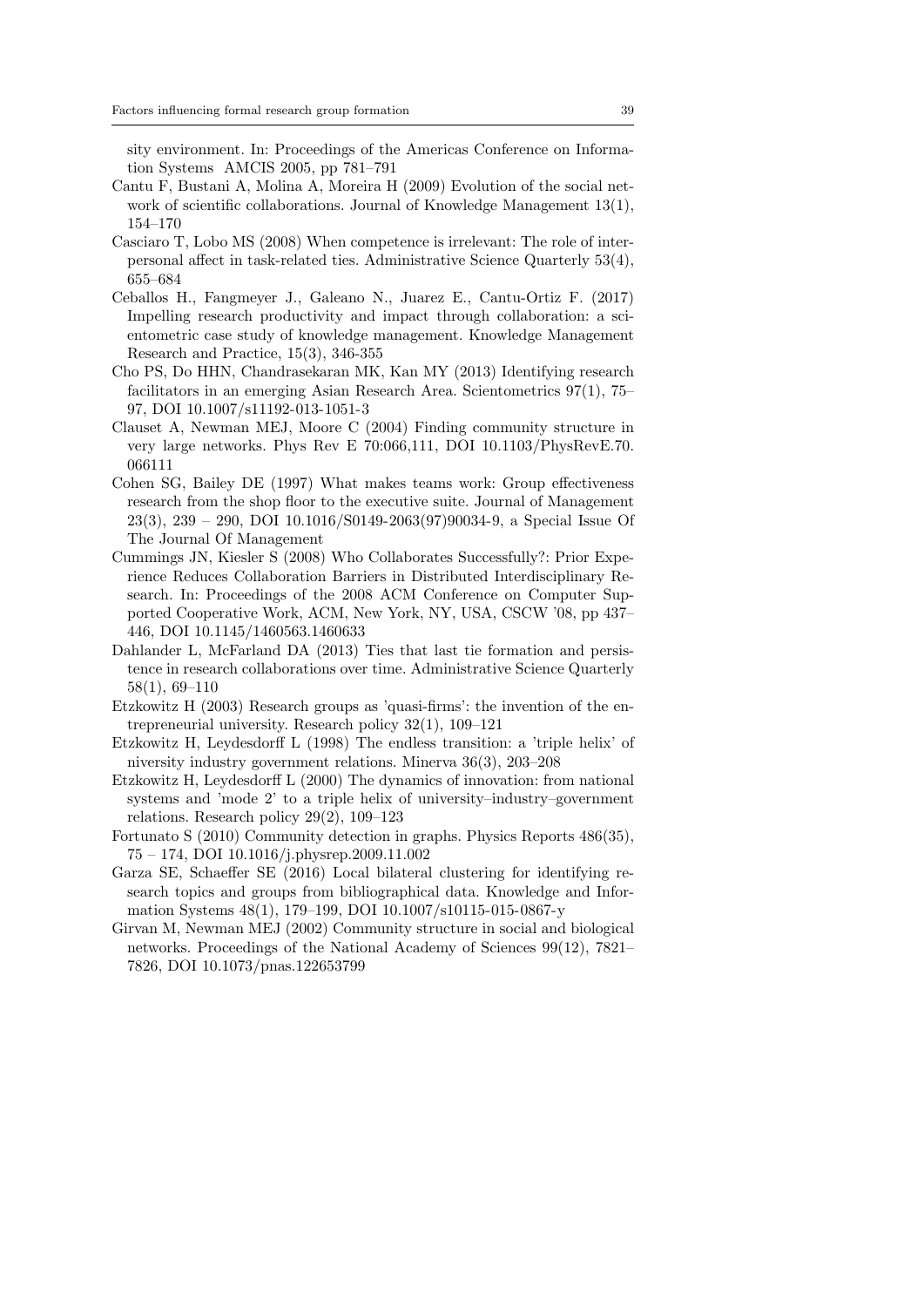sity environment. In: Proceedings of the Americas Conference on Information Systems AMCIS 2005, pp 781–791

Cantu F, Bustani A, Molina A, Moreira H (2009) Evolution of the social network of scientific collaborations. Journal of Knowledge Management 13(1), 154–170

Casciaro T, Lobo MS (2008) When competence is irrelevant: The role of interpersonal affect in task-related ties. Administrative Science Quarterly 53(4), 655–684

Ceballos H., Fangmeyer J., Galeano N., Juarez E., Cantu-Ortiz F. (2017) Impelling research productivity and impact through collaboration: a scientometric case study of knowledge management. Knowledge Management Research and Practice, 15(3), 346-355

Cho PS, Do HHN, Chandrasekaran MK, Kan MY (2013) Identifying research facilitators in an emerging Asian Research Area. Scientometrics 97(1), 75–97, DOI 10.1007/s11192-013-1051-3

Clauset A, Newman MEJ, Moore C (2004) Finding community structure in very large networks. Phys Rev E 70:066,111, DOI 10.1103/PhysRevE.70.066111

Cohen SG, Bailey DE (1997) What makes teams work: Group effectiveness research from the shop floor to the executive suite. Journal of Management 23(3), 239 – 290, DOI 10.1016/S0149-2063(97)90034-9, a Special Issue Of The Journal Of Management

Cummings JN, Kiesler S (2008) Who Collaborates Successfully?: Prior Experience Reduces Collaboration Barriers in Distributed Interdisciplinary Research. In: Proceedings of the 2008 ACM Conference on Computer Supported Cooperative Work, ACM, New York, NY, USA, CSCW '08, pp 437–446, DOI 10.1145/1460563.1460633

Dahlander L, McFarland DA (2013) Ties that last tie formation and persistence in research collaborations over time. Administrative Science Quarterly 58(1), 69–110

Etzkowitz H (2003) Research groups as 'quasi-firms': the invention of the entrepreneurial university. Research policy 32(1), 109–121

Etzkowitz H, Leydesdorff L (1998) The endless transition: a 'triple helix' of niversity industry government relations. Minerva 36(3), 203–208

Etzkowitz H, Leydesdorff L (2000) The dynamics of innovation: from national systems and 'mode 2' to a triple helix of university–industry–government relations. Research policy 29(2), 109–123

Fortunato S (2010) Community detection in graphs. Physics Reports 486(35), 75 – 174, DOI 10.1016/j.physrep.2009.11.002

Garza SE, Schaeffer SE (2016) Local bilateral clustering for identifying research topics and groups from bibliographical data. Knowledge and Information Systems 48(1), 179–199, DOI 10.1007/s10115-015-0867-y

Girvan M, Newman MEJ (2002) Community structure in social and biological networks. Proceedings of the National Academy of Sciences 99(12), 7821–7826, DOI 10.1073/pnas.122653799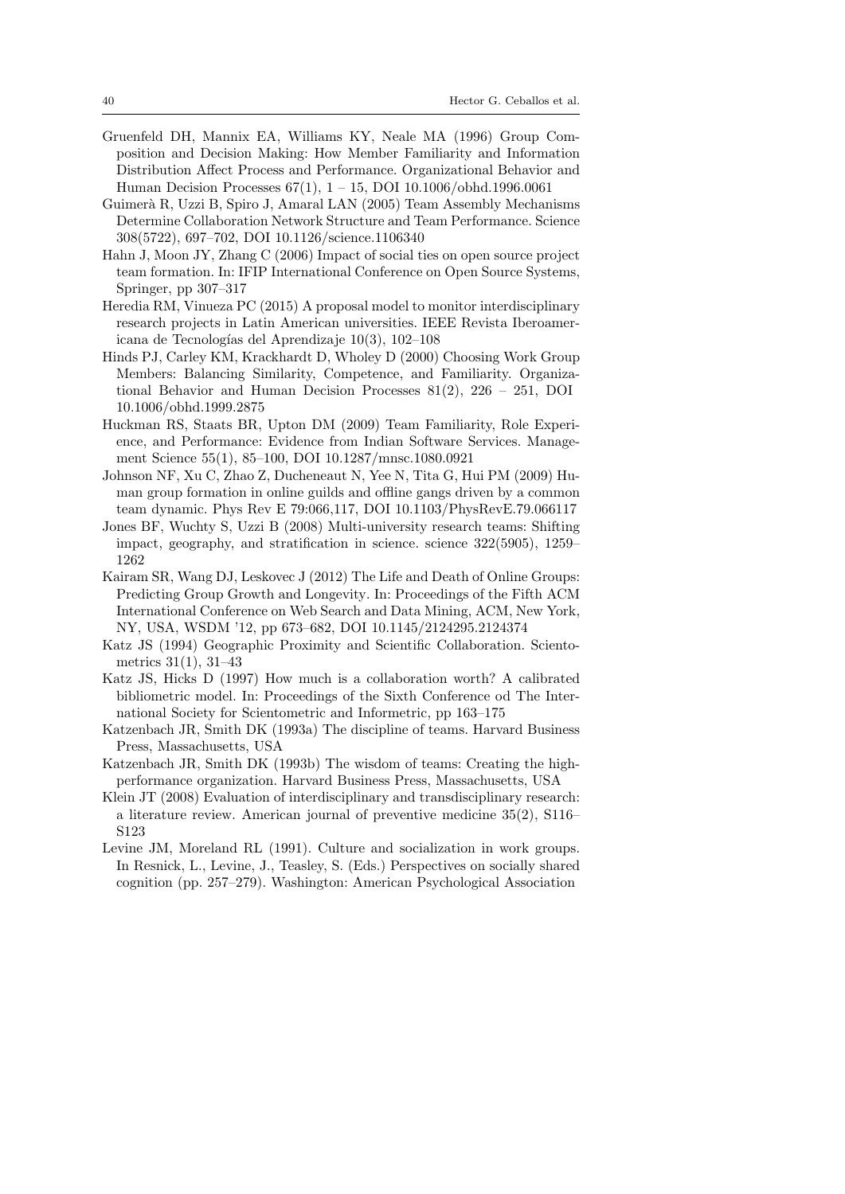Gruenfeld DH, Mannix EA, Williams KY, Neale MA (1996) Group Composition and Decision Making: How Member Familiarity and Information Distribution Affect Process and Performance. Organizational Behavior and Human Decision Processes 67(1), 1 – 15, DOI 10.1006/obhd.1996.0061

Guimerà R, Uzzi B, Spiro J, Amaral LAN (2005) Team Assembly Mechanisms Determine Collaboration Network Structure and Team Performance. Science 308(5722), 697–702, DOI 10.1126/science.1106340

Hahn J, Moon JY, Zhang C (2006) Impact of social ties on open source project team formation. In: IFIP International Conference on Open Source Systems, Springer, pp 307–317

Heredia RM, Vinueza PC (2015) A proposal model to monitor interdisciplinary research projects in Latin American universities. IEEE Revista Iberoamericana de Tecnologías del Aprendizaje 10(3), 102–108

Hinds PJ, Carley KM, Krackhardt D, Wholey D (2000) Choosing Work Group Members: Balancing Similarity, Competence, and Familiarity. Organizational Behavior and Human Decision Processes 81(2), 226 – 251, DOI 10.1006/obhd.1999.2875

Huckman RS, Staats BR, Upton DM (2009) Team Familiarity, Role Experience, and Performance: Evidence from Indian Software Services. Management Science 55(1), 85–100, DOI 10.1287/mnsc.1080.0921

Johnson NF, Xu C, Zhao Z, Ducheneaut N, Yee N, Tita G, Hui PM (2009) Human group formation in online guilds and offline gangs driven by a common team dynamic. Phys Rev E 79:066,117, DOI 10.1103/PhysRevE.79.066117

Jones BF, Wuchty S, Uzzi B (2008) Multi-university research teams: Shifting impact, geography, and stratification in science. science 322(5905), 1259–1262

Kairam SR, Wang DJ, Leskovec J (2012) The Life and Death of Online Groups: Predicting Group Growth and Longevity. In: Proceedings of the Fifth ACM International Conference on Web Search and Data Mining, ACM, New York, NY, USA, WSDM '12, pp 673–682, DOI 10.1145/2124295.2124374

Katz JS (1994) Geographic Proximity and Scientific Collaboration. Scientometrics 31(1), 31–43

Katz JS, Hicks D (1997) How much is a collaboration worth? A calibrated bibliometric model. In: Proceedings of the Sixth Conference od The International Society for Scientometric and Informetric, pp 163–175

Katzenbach JR, Smith DK (1993a) The discipline of teams. Harvard Business Press, Massachusetts, USA

Katzenbach JR, Smith DK (1993b) The wisdom of teams: Creating the high-performance organization. Harvard Business Press, Massachusetts, USA

Klein JT (2008) Evaluation of interdisciplinary and transdisciplinary research: a literature review. American journal of preventive medicine 35(2), S116–S123

Levine JM, Moreland RL (1991). Culture and socialization in work groups. In Resnick, L., Levine, J., Teasley, S. (Eds.) Perspectives on socially shared cognition (pp. 257–279). Washington: American Psychological Association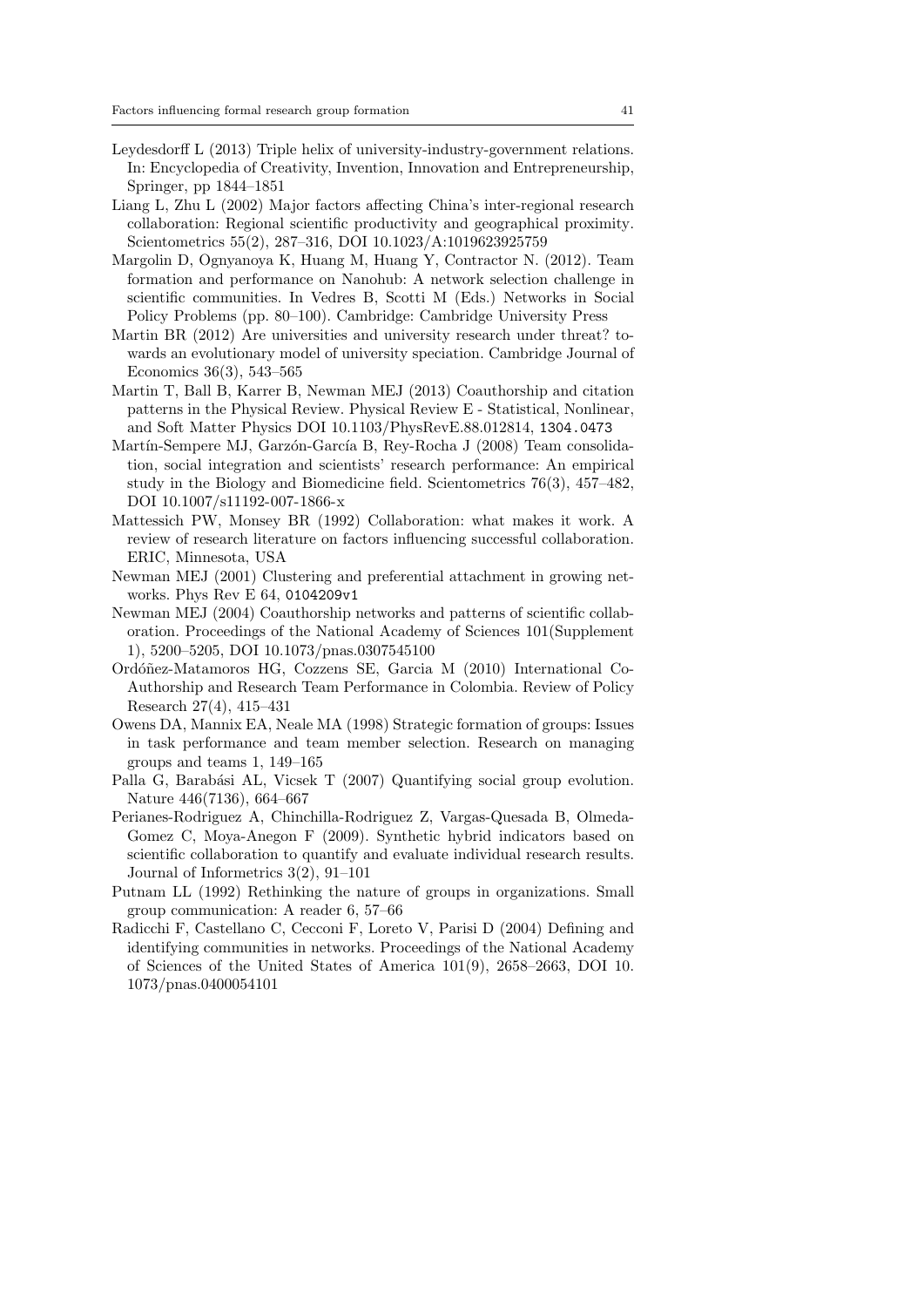Leydesdorff L (2013) Triple helix of university-industry-government relations. In: Encyclopedia of Creativity, Invention, Innovation and Entrepreneurship, Springer, pp 1844–1851

Liang L, Zhu L (2002) Major factors affecting China's inter-regional research collaboration: Regional scientific productivity and geographical proximity. Scientometrics 55(2), 287–316, DOI 10.1023/A:1019623925759

Margolin D, Ognyanoya K, Huang M, Huang Y, Contractor N. (2012). Team formation and performance on Nanohub: A network selection challenge in scientific communities. In Vedres B, Scotti M (Eds.) Networks in Social Policy Problems (pp. 80–100). Cambridge: Cambridge University Press

Martin BR (2012) Are universities and university research under threat? towards an evolutionary model of university speciation. Cambridge Journal of Economics 36(3), 543–565

Martin T, Ball B, Karrer B, Newman MEJ (2013) Coauthorship and citation patterns in the Physical Review. Physical Review E - Statistical, Nonlinear, and Soft Matter Physics DOI 10.1103/PhysRevE.88.012814, 1304.0473

Martín-Sempere MJ, Garzón-García B, Rey-Rocha J (2008) Team consolidation, social integration and scientists' research performance: An empirical study in the Biology and Biomedicine field. Scientometrics 76(3), 457–482, DOI 10.1007/s11192-007-1866-x

Mattessich PW, Monsey BR (1992) Collaboration: what makes it work. A review of research literature on factors influencing successful collaboration. ERIC, Minnesota, USA

Newman MEJ (2001) Clustering and preferential attachment in growing networks. Phys Rev E 64, 0104209v1

Newman MEJ (2004) Coauthorship networks and patterns of scientific collaboration. Proceedings of the National Academy of Sciences 101(Supplement 1), 5200–5205, DOI 10.1073/pnas.0307545100

Ordóñez-Matamoros HG, Cozzens SE, Garcia M (2010) International Co-Authorship and Research Team Performance in Colombia. Review of Policy Research 27(4), 415–431

Owens DA, Mannix EA, Neale MA (1998) Strategic formation of groups: Issues in task performance and team member selection. Research on managing groups and teams 1, 149–165

Palla G, Barabási AL, Vicsek T (2007) Quantifying social group evolution. Nature 446(7136), 664–667

Perianes-Rodriguez A, Chinchilla-Rodriguez Z, Vargas-Quesada B, Olmeda-Gomez C, Moya-Anegon F (2009). Synthetic hybrid indicators based on scientific collaboration to quantify and evaluate individual research results. Journal of Informetrics 3(2), 91–101

Putnam LL (1992) Rethinking the nature of groups in organizations. Small group communication: A reader 6, 57–66

Radicchi F, Castellano C, Cecconi F, Loreto V, Parisi D (2004) Defining and identifying communities in networks. Proceedings of the National Academy of Sciences of the United States of America 101(9), 2658–2663, DOI 10.1073/pnas.0400054101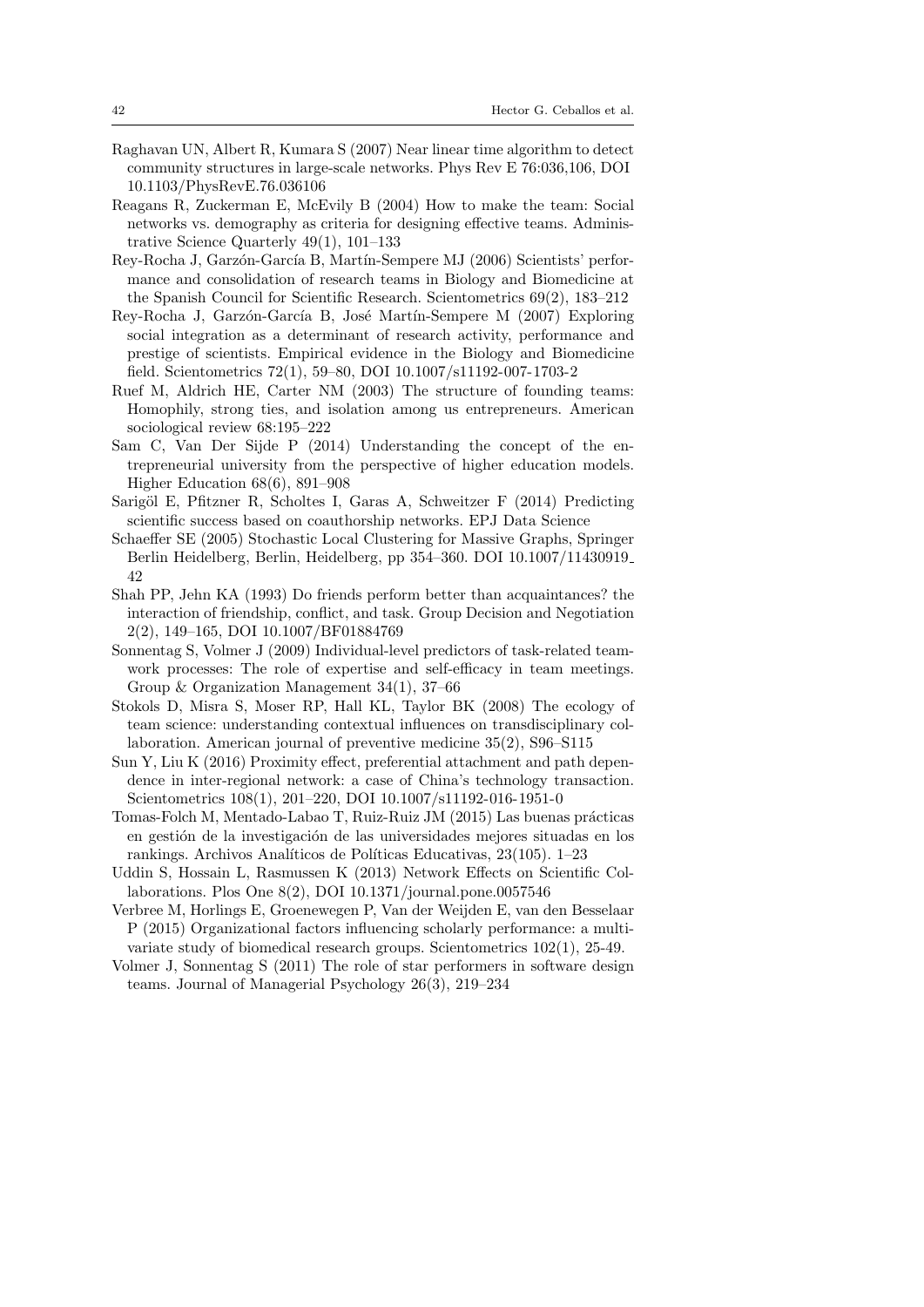Raghavan UN, Albert R, Kumara S (2007) Near linear time algorithm to detect community structures in large-scale networks. Phys Rev E 76:036,106, DOI 10.1103/PhysRevE.76.036106

Reagans R, Zuckerman E, McEvily B (2004) How to make the team: Social networks vs. demography as criteria for designing effective teams. Administrative Science Quarterly 49(1), 101–133

Rey-Rocha J, Garzón-García B, Martín-Sempere MJ (2006) Scientists' performance and consolidation of research teams in Biology and Biomedicine at the Spanish Council for Scientific Research. Scientometrics 69(2), 183–212

Rey-Rocha J, Garzón-García B, José Martín-Sempere M (2007) Exploring social integration as a determinant of research activity, performance and prestige of scientists. Empirical evidence in the Biology and Biomedicine field. Scientometrics 72(1), 59–80, DOI 10.1007/s11192-007-1703-2

Ruef M, Aldrich HE, Carter NM (2003) The structure of founding teams: Homophily, strong ties, and isolation among us entrepreneurs. American sociological review 68:195–222

Sam C, Van Der Sijde P (2014) Understanding the concept of the entrepreneurial university from the perspective of higher education models. Higher Education 68(6), 891–908

Sarigöl E, Pfitzner R, Scholtes I, Garas A, Schweitzer F (2014) Predicting scientific success based on coauthorship networks. EPJ Data Science

Schaeffer SE (2005) Stochastic Local Clustering for Massive Graphs, Springer Berlin Heidelberg, Berlin, Heidelberg, pp 354–360. DOI 10.1007/11430919_42

Shah PP, Jehn KA (1993) Do friends perform better than acquaintances? the interaction of friendship, conflict, and task. Group Decision and Negotiation 2(2), 149–165, DOI 10.1007/BF01884769

Sonnentag S, Volmer J (2009) Individual-level predictors of task-related teamwork processes: The role of expertise and self-efficacy in team meetings. Group & Organization Management 34(1), 37–66

Stokols D, Misra S, Moser RP, Hall KL, Taylor BK (2008) The ecology of team science: understanding contextual influences on transdisciplinary collaboration. American journal of preventive medicine 35(2), S96–S115

Sun Y, Liu K (2016) Proximity effect, preferential attachment and path dependence in inter-regional network: a case of China's technology transaction. Scientometrics 108(1), 201–220, DOI 10.1007/s11192-016-1951-0

Tomas-Folch M, Mentado-Labao T, Ruiz-Ruiz JM (2015) Las buenas prácticas en gestión de la investigación de las universidades mejores situadas en los rankings. Archivos Analíticos de Políticas Educativas, 23(105). 1–23

Uddin S, Hossain L, Rasmussen K (2013) Network Effects on Scientific Collaborations. Plos One 8(2), DOI 10.1371/journal.pone.0057546

Verbree M, Horlings E, Groenewegen P, Van der Weijden E, van den Besselaar P (2015) Organizational factors influencing scholarly performance: a multivariate study of biomedical research groups. Scientometrics 102(1), 25-49.

Volmer J, Sonnentag S (2011) The role of star performers in software design teams. Journal of Managerial Psychology 26(3), 219–234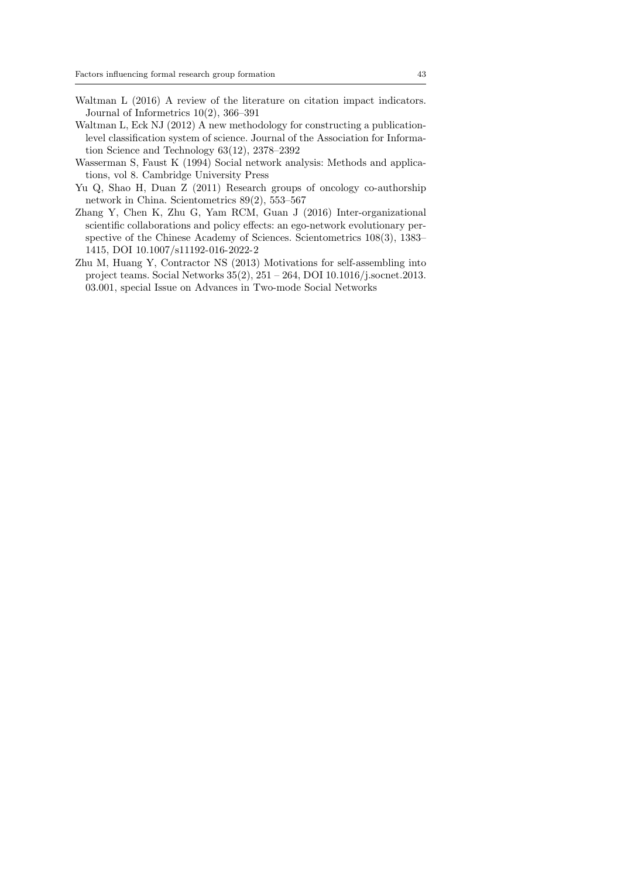Waltman L (2016) A review of the literature on citation impact indicators. Journal of Informetrics 10(2), 366–391

Waltman L, Eck NJ (2012) A new methodology for constructing a publication-level classification system of science. Journal of the Association for Information Science and Technology 63(12), 2378–2392

Wasserman S, Faust K (1994) Social network analysis: Methods and applications, vol 8. Cambridge University Press

Yu Q, Shao H, Duan Z (2011) Research groups of oncology co-authorship network in China. Scientometrics 89(2), 553–567

Zhang Y, Chen K, Zhu G, Yam RCM, Guan J (2016) Inter-organizational scientific collaborations and policy effects: an ego-network evolutionary perspective of the Chinese Academy of Sciences. Scientometrics 108(3), 1383–1415, DOI 10.1007/s11192-016-2022-2

Zhu M, Huang Y, Contractor NS (2013) Motivations for self-assembling into project teams. Social Networks 35(2), 251 – 264, DOI 10.1016/j.socnet.2013.03.001, special Issue on Advances in Two-mode Social Networks